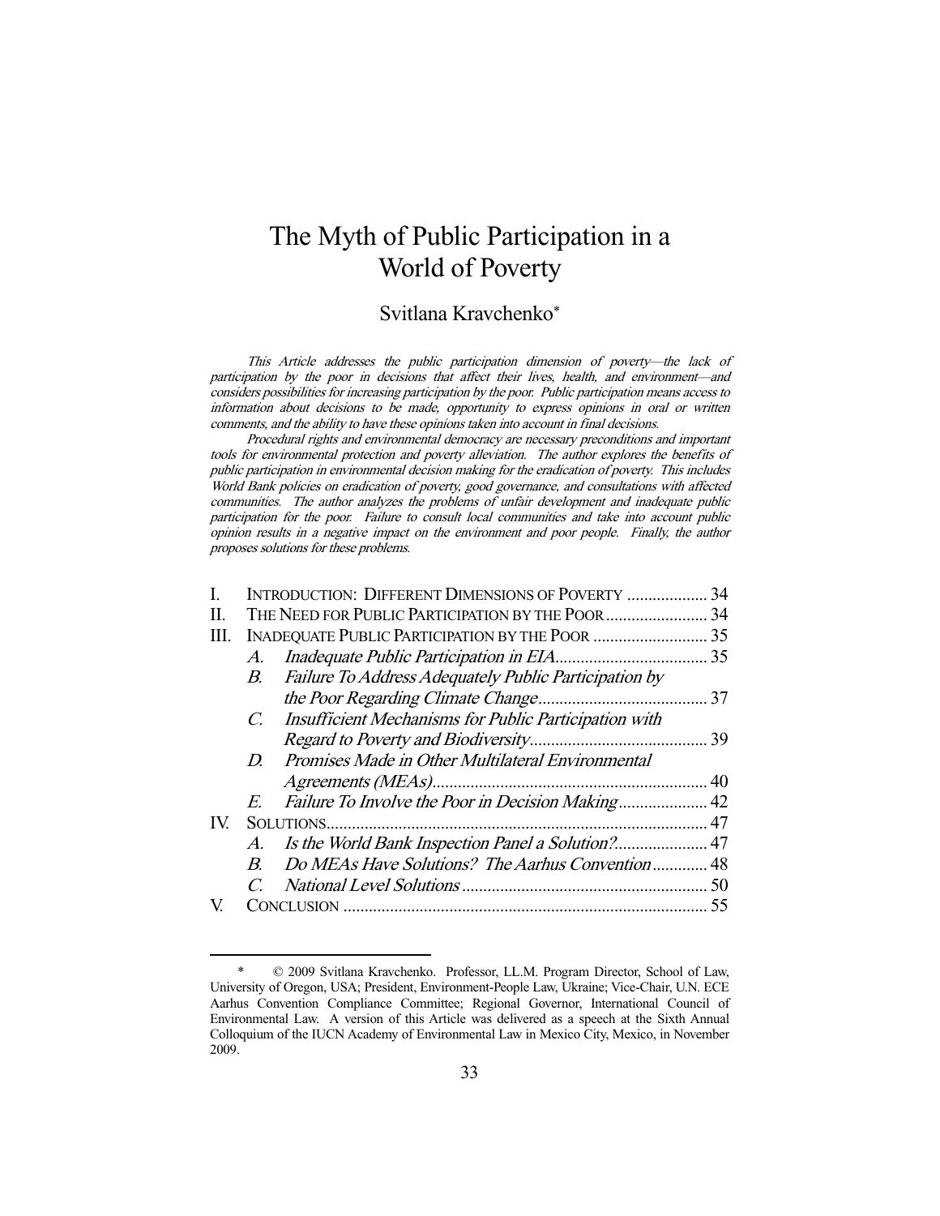# The Myth of Public Participation in a World of Poverty

Svitlana Kravchenko*

*This Article addresses the public participation dimension of poverty—the lack of participation by the poor in decisions that affect their lives, health, and environment—and considers possibilities for increasing participation by the poor. Public participation means access to information about decisions to be made, opportunity to express opinions in oral or written comments, and the ability to have these opinions taken into account in final decisions.*

*Procedural rights and environmental democracy are necessary preconditions and important tools for environmental protection and poverty alleviation. The author explores the benefits of public participation in environmental decision making for the eradication of poverty. This includes World Bank policies on eradication of poverty, good governance, and consultations with affected communities. The author analyzes the problems of unfair development and inadequate public participation for the poor. Failure to consult local communities and take into account public opinion results in a negative impact on the environment and poor people. Finally, the author proposes solutions for these problems.*

| | | |
|---|---|---|
| I. | INTRODUCTION: DIFFERENT DIMENSIONS OF POVERTY | 34 |
| II. | THE NEED FOR PUBLIC PARTICIPATION BY THE POOR | 34 |
| III. | INADEQUATE PUBLIC PARTICIPATION BY THE POOR | 35 |
| | *A. Inadequate Public Participation in EIA* | 35 |
| | *B. Failure To Address Adequately Public Participation by the Poor Regarding Climate Change* | 37 |
| | *C. Insufficient Mechanisms for Public Participation with Regard to Poverty and Biodiversity* | 39 |
| | *D. Promises Made in Other Multilateral Environmental Agreements (MEAs)* | 40 |
| | *E. Failure To Involve the Poor in Decision Making* | 42 |
| IV. | SOLUTIONS | 47 |
| | *A. Is the World Bank Inspection Panel a Solution?* | 47 |
| | *B. Do MEAs Have Solutions? The Aarhus Convention* | 48 |
| | *C. National Level Solutions* | 50 |
| V. | CONCLUSION | 55 |

---

\* © 2009 Svitlana Kravchenko. Professor, LL.M. Program Director, School of Law, University of Oregon, USA; President, Environment-People Law, Ukraine; Vice-Chair, U.N. ECE Aarhus Convention Compliance Committee; Regional Governor, International Council of Environmental Law. A version of this Article was delivered as a speech at the Sixth Annual Colloquium of the IUCN Academy of Environmental Law in Mexico City, Mexico, in November 2009.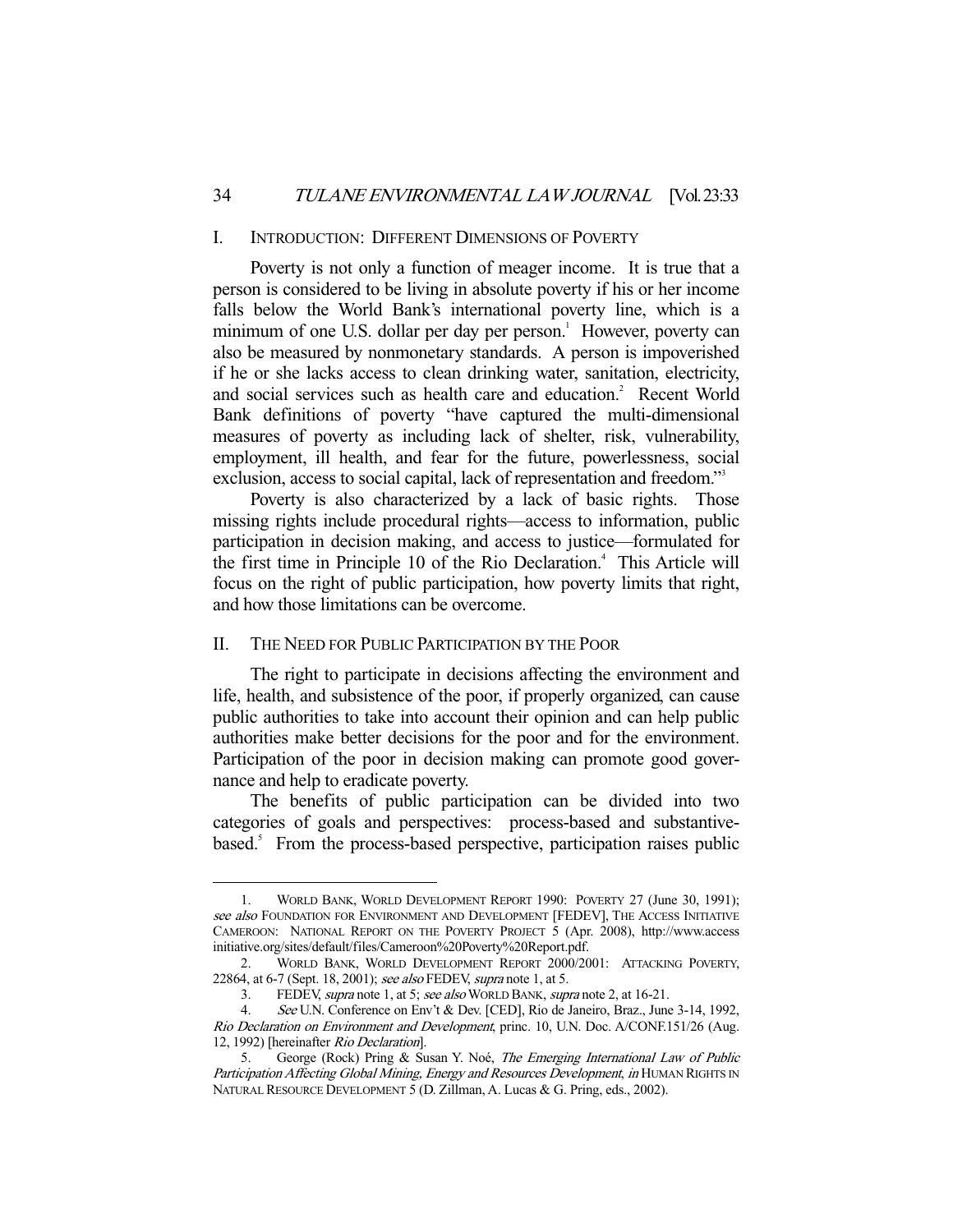## I. INTRODUCTION: DIFFERENT DIMENSIONS OF POVERTY

Poverty is not only a function of meager income. It is true that a person is considered to be living in absolute poverty if his or her income falls below the World Bank's international poverty line, which is a minimum of one U.S. dollar per day per person.[1] However, poverty can also be measured by nonmonetary standards. A person is impoverished if he or she lacks access to clean drinking water, sanitation, electricity, and social services such as health care and education.[2] Recent World Bank definitions of poverty "have captured the multi-dimensional measures of poverty as including lack of shelter, risk, vulnerability, employment, ill health, and fear for the future, powerlessness, social exclusion, access to social capital, lack of representation and freedom."[3]

Poverty is also characterized by a lack of basic rights. Those missing rights include procedural rights—access to information, public participation in decision making, and access to justice—formulated for the first time in Principle 10 of the Rio Declaration.[4] This Article will focus on the right of public participation, how poverty limits that right, and how those limitations can be overcome.

## II. THE NEED FOR PUBLIC PARTICIPATION BY THE POOR

The right to participate in decisions affecting the environment and life, health, and subsistence of the poor, if properly organized, can cause public authorities to take into account their opinion and can help public authorities make better decisions for the poor and for the environment. Participation of the poor in decision making can promote good governance and help to eradicate poverty.

The benefits of public participation can be divided into two categories of goals and perspectives: process-based and substantive-based.[5] From the process-based perspective, participation raises public

---

1. WORLD BANK, WORLD DEVELOPMENT REPORT 1990: POVERTY 27 (June 30, 1991); *see also* FOUNDATION FOR ENVIRONMENT AND DEVELOPMENT [FEDEV], THE ACCESS INITIATIVE CAMEROON: NATIONAL REPORT ON THE POVERTY PROJECT 5 (Apr. 2008), http://www.accessinitiative.org/sites/default/files/Cameroon%20Poverty%20Report.pdf.

2. WORLD BANK, WORLD DEVELOPMENT REPORT 2000/2001: ATTACKING POVERTY, 22864, at 6-7 (Sept. 18, 2001); *see also* FEDEV, *supra* note 1, at 5.

3. FEDEV, *supra* note 1, at 5; *see also* WORLD BANK, *supra* note 2, at 16-21.

4. *See* U.N. Conference on Env't & Dev. [CED], Rio de Janeiro, Braz., June 3-14, 1992, *Rio Declaration on Environment and Development*, princ. 10, U.N. Doc. A/CONF.151/26 (Aug. 12, 1992) [hereinafter *Rio Declaration*].

5. George (Rock) Pring & Susan Y. Noé, *The Emerging International Law of Public Participation Affecting Global Mining, Energy and Resources Development*, *in* HUMAN RIGHTS IN NATURAL RESOURCE DEVELOPMENT 5 (D. Zillman, A. Lucas & G. Pring, eds., 2002).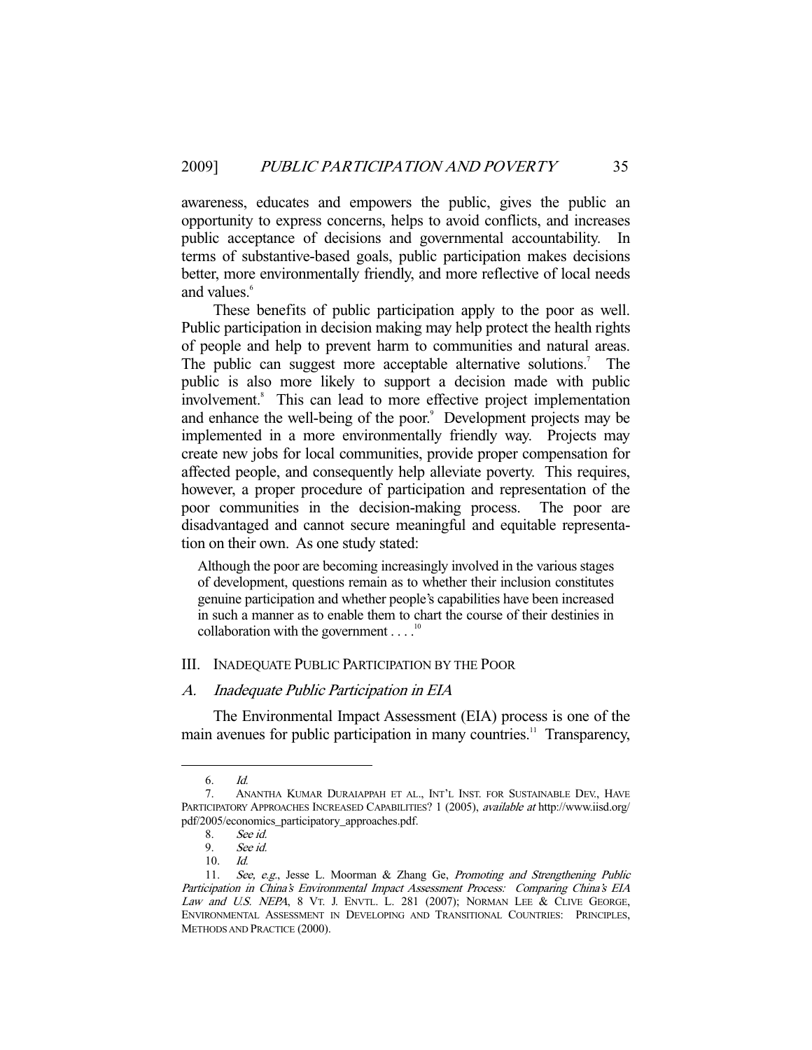awareness, educates and empowers the public, gives the public an opportunity to express concerns, helps to avoid conflicts, and increases public acceptance of decisions and governmental accountability. In terms of substantive-based goals, public participation makes decisions better, more environmentally friendly, and more reflective of local needs and values.[6]

These benefits of public participation apply to the poor as well. Public participation in decision making may help protect the health rights of people and help to prevent harm to communities and natural areas. The public can suggest more acceptable alternative solutions.[7] The public is also more likely to support a decision made with public involvement.[8] This can lead to more effective project implementation and enhance the well-being of the poor.[9] Development projects may be implemented in a more environmentally friendly way. Projects may create new jobs for local communities, provide proper compensation for affected people, and consequently help alleviate poverty. This requires, however, a proper procedure of participation and representation of the poor communities in the decision-making process. The poor are disadvantaged and cannot secure meaningful and equitable representation on their own. As one study stated:

> Although the poor are becoming increasingly involved in the various stages of development, questions remain as to whether their inclusion constitutes genuine participation and whether people's capabilities have been increased in such a manner as to enable them to chart the course of their destinies in collaboration with the government . . . .[10]

## III. Inadequate Public Participation by the Poor

### A. *Inadequate Public Participation in EIA*

The Environmental Impact Assessment (EIA) process is one of the main avenues for public participation in many countries.[11] Transparency,

---

6. *Id.*

7. Anantha Kumar Duraiappah et al., Int'l Inst. for Sustainable Dev., Have Participatory Approaches Increased Capabilities? 1 (2005), *available at* http://www.iisd.org/pdf/2005/economics_participatory_approaches.pdf.

8. *See id.*

9. *See id.*

10. *Id.*

11. *See, e.g.*, Jesse L. Moorman & Zhang Ge, *Promoting and Strengthening Public Participation in China's Environmental Impact Assessment Process: Comparing China's EIA Law and U.S. NEPA*, 8 Vt. J. Envtl. L. 281 (2007); Norman Lee & Clive George, Environmental Assessment in Developing and Transitional Countries: Principles, Methods and Practice (2000).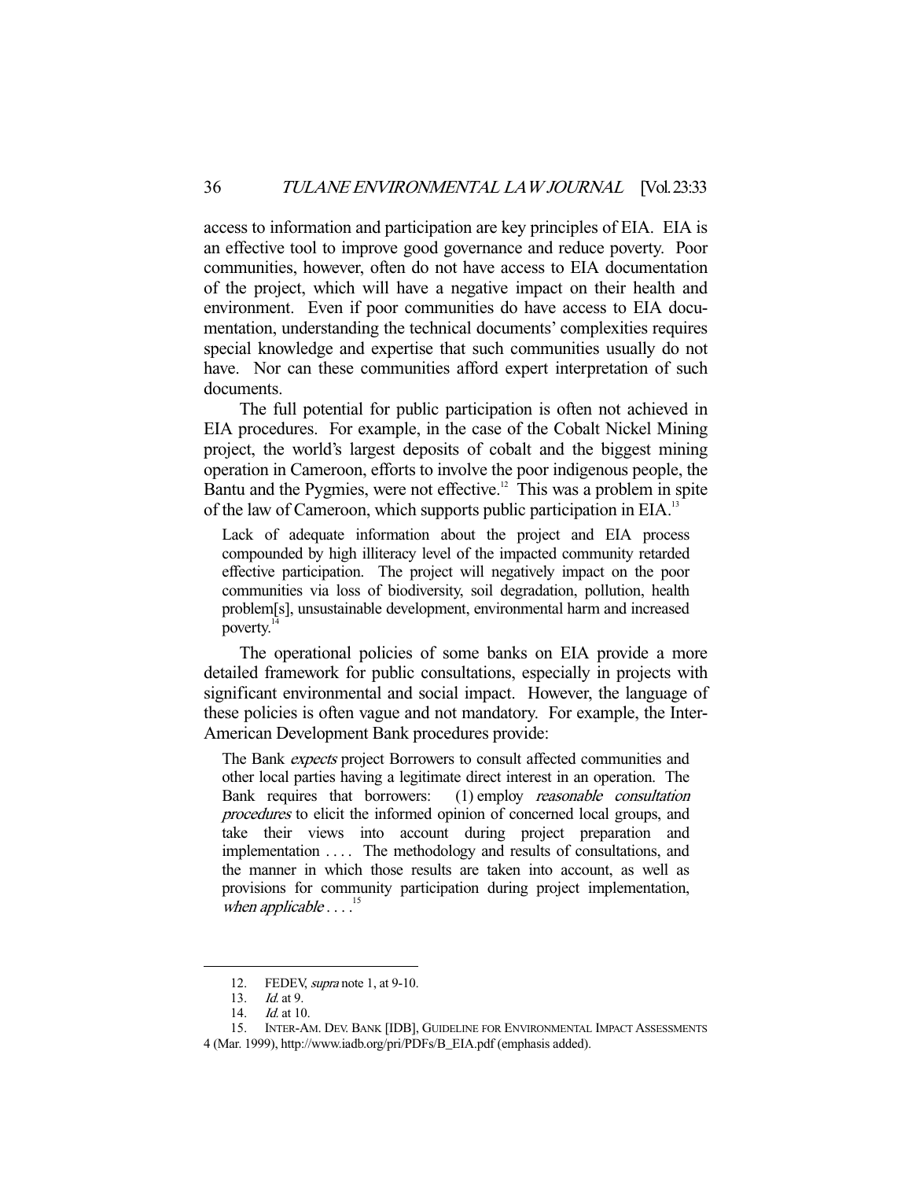access to information and participation are key principles of EIA. EIA is an effective tool to improve good governance and reduce poverty. Poor communities, however, often do not have access to EIA documentation of the project, which will have a negative impact on their health and environment. Even if poor communities do have access to EIA documentation, understanding the technical documents' complexities requires special knowledge and expertise that such communities usually do not have. Nor can these communities afford expert interpretation of such documents.

The full potential for public participation is often not achieved in EIA procedures. For example, in the case of the Cobalt Nickel Mining project, the world's largest deposits of cobalt and the biggest mining operation in Cameroon, efforts to involve the poor indigenous people, the Bantu and the Pygmies, were not effective.[12] This was a problem in spite of the law of Cameroon, which supports public participation in EIA.[13]

> Lack of adequate information about the project and EIA process compounded by high illiteracy level of the impacted community retarded effective participation. The project will negatively impact on the poor communities via loss of biodiversity, soil degradation, pollution, health problem[s], unsustainable development, environmental harm and increased poverty.[14]

The operational policies of some banks on EIA provide a more detailed framework for public consultations, especially in projects with significant environmental and social impact. However, the language of these policies is often vague and not mandatory. For example, the Inter-American Development Bank procedures provide:

> The Bank *expects* project Borrowers to consult affected communities and other local parties having a legitimate direct interest in an operation. The Bank requires that borrowers: (1) employ *reasonable consultation procedures* to elicit the informed opinion of concerned local groups, and take their views into account during project preparation and implementation . . . . The methodology and results of consultations, and the manner in which those results are taken into account, as well as provisions for community participation during project implementation, *when applicable* . . . .[15]

---

12. FEDEV, *supra* note 1, at 9-10.
13. *Id.* at 9.
14. *Id.* at 10.
15. INTER-AM. DEV. BANK [IDB], GUIDELINE FOR ENVIRONMENTAL IMPACT ASSESSMENTS 4 (Mar. 1999), http://www.iadb.org/pri/PDFs/B_EIA.pdf (emphasis added).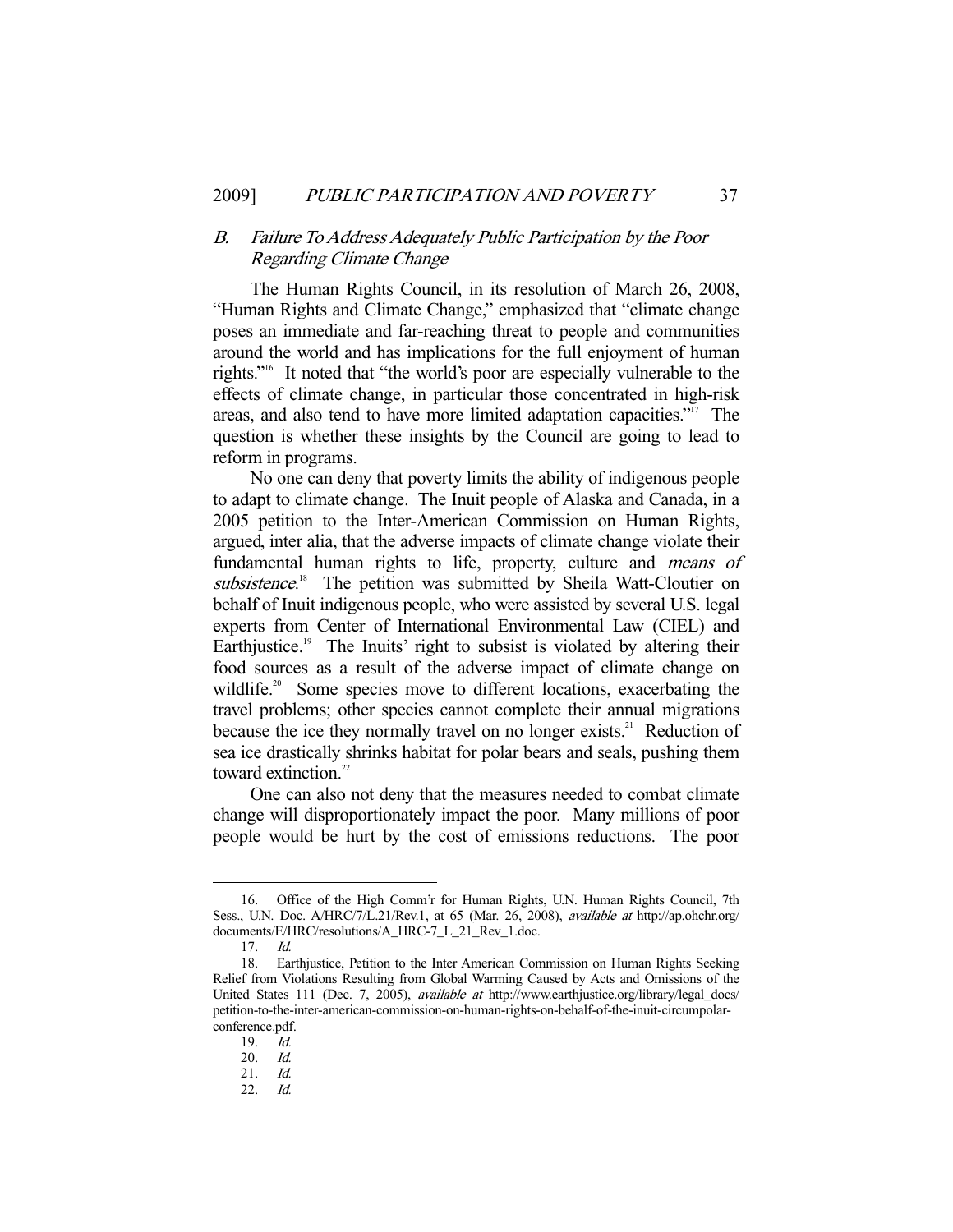### *B. Failure To Address Adequately Public Participation by the Poor Regarding Climate Change*

The Human Rights Council, in its resolution of March 26, 2008, "Human Rights and Climate Change," emphasized that "climate change poses an immediate and far-reaching threat to people and communities around the world and has implications for the full enjoyment of human rights."[16] It noted that "the world's poor are especially vulnerable to the effects of climate change, in particular those concentrated in high-risk areas, and also tend to have more limited adaptation capacities."[17] The question is whether these insights by the Council are going to lead to reform in programs.

No one can deny that poverty limits the ability of indigenous people to adapt to climate change. The Inuit people of Alaska and Canada, in a 2005 petition to the Inter-American Commission on Human Rights, argued, inter alia, that the adverse impacts of climate change violate their fundamental human rights to life, property, culture and *means of subsistence*.[18] The petition was submitted by Sheila Watt-Cloutier on behalf of Inuit indigenous people, who were assisted by several U.S. legal experts from Center of International Environmental Law (CIEL) and Earthjustice.[19] The Inuits' right to subsist is violated by altering their food sources as a result of the adverse impact of climate change on wildlife.[20] Some species move to different locations, exacerbating the travel problems; other species cannot complete their annual migrations because the ice they normally travel on no longer exists.[21] Reduction of sea ice drastically shrinks habitat for polar bears and seals, pushing them toward extinction.[22]

One can also not deny that the measures needed to combat climate change will disproportionately impact the poor. Many millions of poor people would be hurt by the cost of emissions reductions. The poor

---

16. Office of the High Comm'r for Human Rights, U.N. Human Rights Council, 7th Sess., U.N. Doc. A/HRC/7/L.21/Rev.1, at 65 (Mar. 26, 2008), *available at* http://ap.ohchr.org/documents/E/HRC/resolutions/A_HRC-7_L_21_Rev_1.doc.

17. *Id.*

18. Earthjustice, Petition to the Inter American Commission on Human Rights Seeking Relief from Violations Resulting from Global Warming Caused by Acts and Omissions of the United States 111 (Dec. 7, 2005), *available at* http://www.earthjustice.org/library/legal_docs/petition-to-the-inter-american-commission-on-human-rights-on-behalf-of-the-inuit-circumpolar-conference.pdf.

19. *Id.*

20. *Id.*

21. *Id.*

22. *Id.*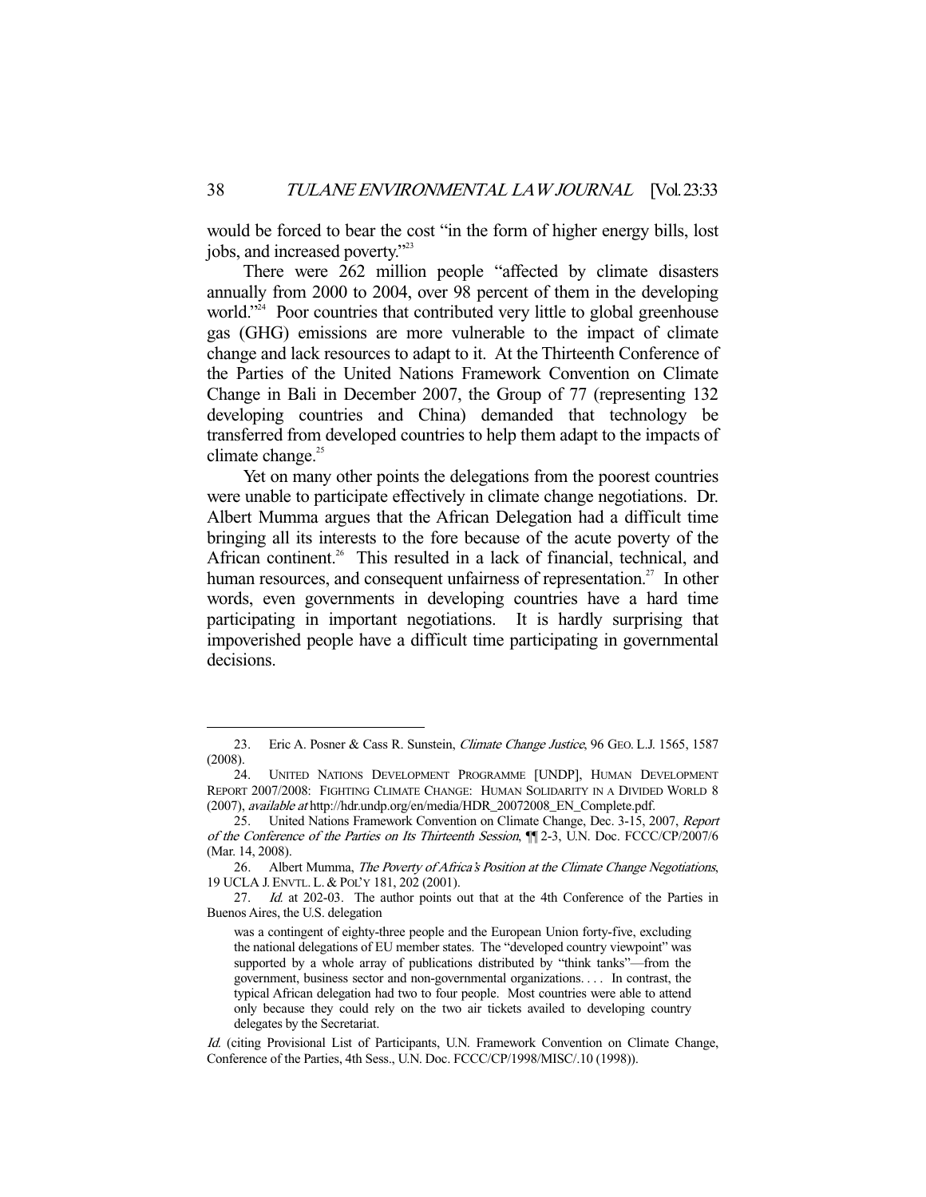would be forced to bear the cost "in the form of higher energy bills, lost jobs, and increased poverty."[23]

There were 262 million people "affected by climate disasters annually from 2000 to 2004, over 98 percent of them in the developing world."[24] Poor countries that contributed very little to global greenhouse gas (GHG) emissions are more vulnerable to the impact of climate change and lack resources to adapt to it. At the Thirteenth Conference of the Parties of the United Nations Framework Convention on Climate Change in Bali in December 2007, the Group of 77 (representing 132 developing countries and China) demanded that technology be transferred from developed countries to help them adapt to the impacts of climate change.[25]

Yet on many other points the delegations from the poorest countries were unable to participate effectively in climate change negotiations. Dr. Albert Mumma argues that the African Delegation had a difficult time bringing all its interests to the fore because of the acute poverty of the African continent.[26] This resulted in a lack of financial, technical, and human resources, and consequent unfairness of representation.[27] In other words, even governments in developing countries have a hard time participating in important negotiations. It is hardly surprising that impoverished people have a difficult time participating in governmental decisions.

---

23. Eric A. Posner & Cass R. Sunstein, *Climate Change Justice*, 96 GEO. L.J. 1565, 1587 (2008).

24. UNITED NATIONS DEVELOPMENT PROGRAMME [UNDP], HUMAN DEVELOPMENT REPORT 2007/2008: FIGHTING CLIMATE CHANGE: HUMAN SOLIDARITY IN A DIVIDED WORLD 8 (2007), *available at* http://hdr.undp.org/en/media/HDR_20072008_EN_Complete.pdf.

25. United Nations Framework Convention on Climate Change, Dec. 3-15, 2007, *Report of the Conference of the Parties on Its Thirteenth Session*, ¶¶ 2-3, U.N. Doc. FCCC/CP/2007/6 (Mar. 14, 2008).

26. Albert Mumma, *The Poverty of Africa's Position at the Climate Change Negotiations*, 19 UCLA J. ENVTL. L. & POL'Y 181, 202 (2001).

27. *Id.* at 202-03. The author points out that at the 4th Conference of the Parties in Buenos Aires, the U.S. delegation

> was a contingent of eighty-three people and the European Union forty-five, excluding the national delegations of EU member states. The "developed country viewpoint" was supported by a whole array of publications distributed by "think tanks"—from the government, business sector and non-governmental organizations. . . . In contrast, the typical African delegation had two to four people. Most countries were able to attend only because they could rely on the two air tickets availed to developing country delegates by the Secretariat.

*Id.* (citing Provisional List of Participants, U.N. Framework Convention on Climate Change, Conference of the Parties, 4th Sess., U.N. Doc. FCCC/CP/1998/MISC/.10 (1998)).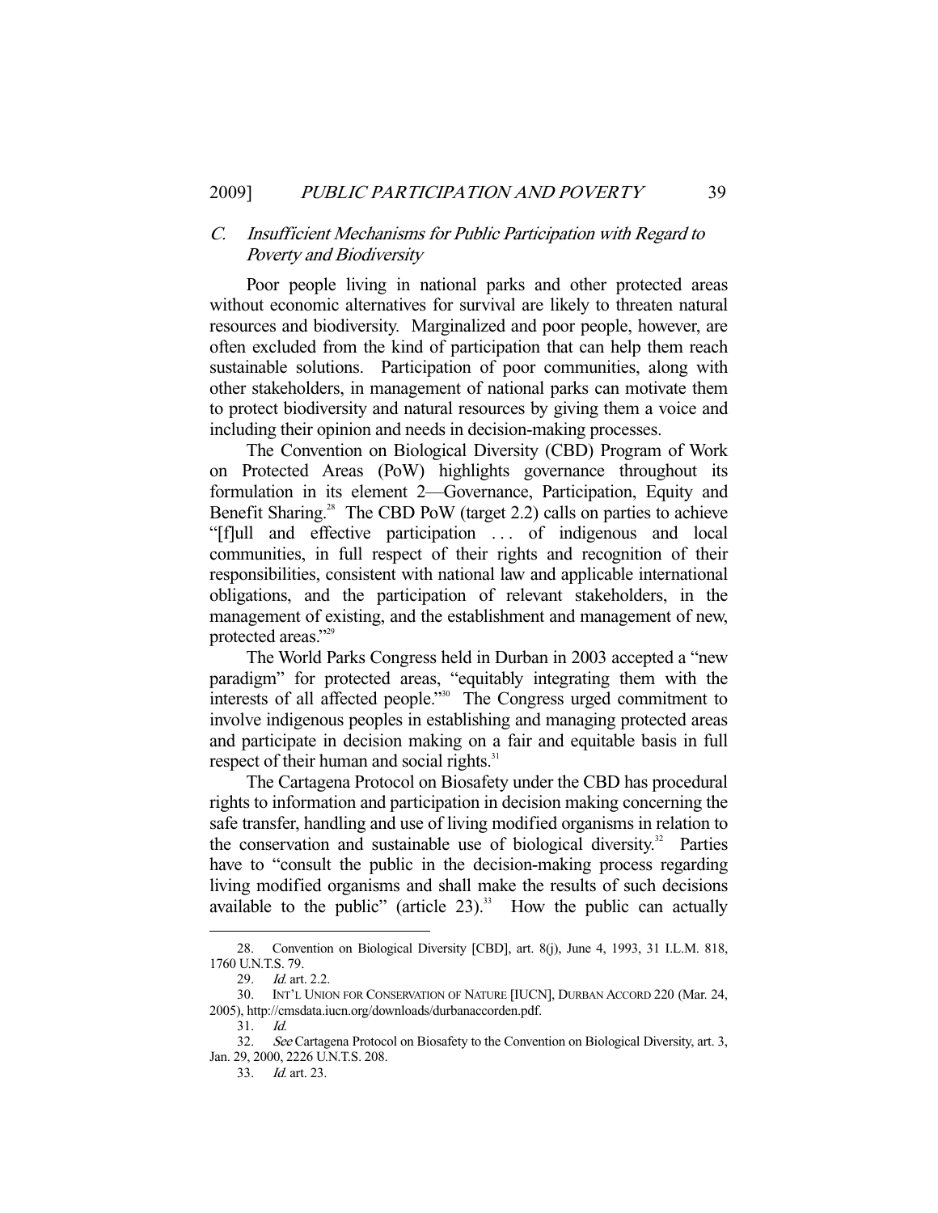### C. *Insufficient Mechanisms for Public Participation with Regard to Poverty and Biodiversity*

Poor people living in national parks and other protected areas without economic alternatives for survival are likely to threaten natural resources and biodiversity. Marginalized and poor people, however, are often excluded from the kind of participation that can help them reach sustainable solutions. Participation of poor communities, along with other stakeholders, in management of national parks can motivate them to protect biodiversity and natural resources by giving them a voice and including their opinion and needs in decision-making processes.

The Convention on Biological Diversity (CBD) Program of Work on Protected Areas (PoW) highlights governance throughout its formulation in its element 2—Governance, Participation, Equity and Benefit Sharing.[28] The CBD PoW (target 2.2) calls on parties to achieve "[f]ull and effective participation . . . of indigenous and local communities, in full respect of their rights and recognition of their responsibilities, consistent with national law and applicable international obligations, and the participation of relevant stakeholders, in the management of existing, and the establishment and management of new, protected areas."[29]

The World Parks Congress held in Durban in 2003 accepted a "new paradigm" for protected areas, "equitably integrating them with the interests of all affected people."[30] The Congress urged commitment to involve indigenous peoples in establishing and managing protected areas and participate in decision making on a fair and equitable basis in full respect of their human and social rights.[31]

The Cartagena Protocol on Biosafety under the CBD has procedural rights to information and participation in decision making concerning the safe transfer, handling and use of living modified organisms in relation to the conservation and sustainable use of biological diversity.[32] Parties have to "consult the public in the decision-making process regarding living modified organisms and shall make the results of such decisions available to the public" (article 23).[33] How the public can actually

---

28. Convention on Biological Diversity [CBD], art. 8(j), June 4, 1993, 31 I.L.M. 818, 1760 U.N.T.S. 79.

29. *Id.* art. 2.2.

30. INT'L UNION FOR CONSERVATION OF NATURE [IUCN], DURBAN ACCORD 220 (Mar. 24, 2005), http://cmsdata.iucn.org/downloads/durbanaccorden.pdf.

31. *Id.*

32. *See* Cartagena Protocol on Biosafety to the Convention on Biological Diversity, art. 3, Jan. 29, 2000, 2226 U.N.T.S. 208.

33. *Id.* art. 23.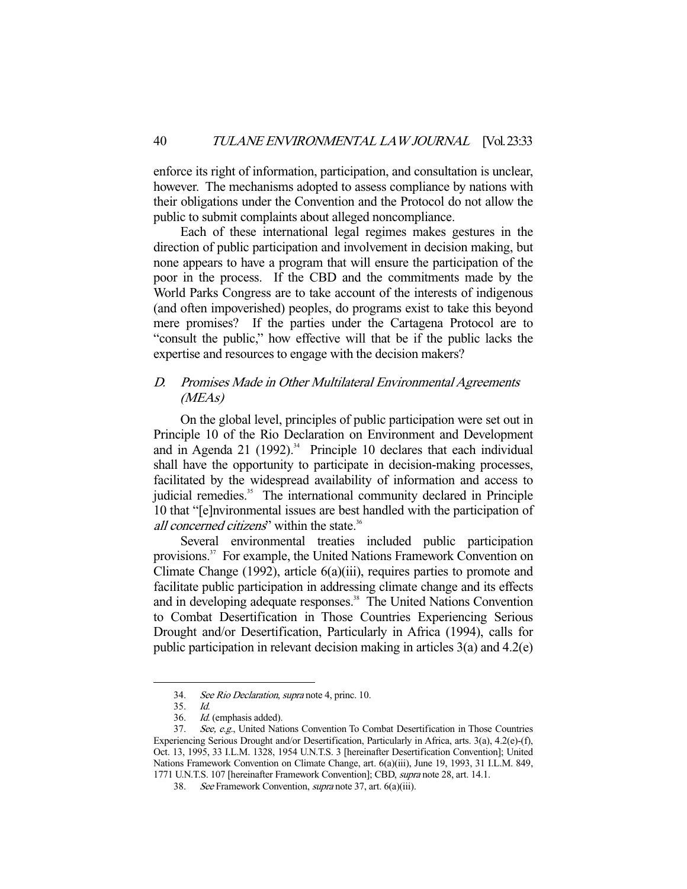enforce its right of information, participation, and consultation is unclear, however. The mechanisms adopted to assess compliance by nations with their obligations under the Convention and the Protocol do not allow the public to submit complaints about alleged noncompliance.

Each of these international legal regimes makes gestures in the direction of public participation and involvement in decision making, but none appears to have a program that will ensure the participation of the poor in the process. If the CBD and the commitments made by the World Parks Congress are to take account of the interests of indigenous (and often impoverished) peoples, do programs exist to take this beyond mere promises? If the parties under the Cartagena Protocol are to "consult the public," how effective will that be if the public lacks the expertise and resources to engage with the decision makers?

### *D. Promises Made in Other Multilateral Environmental Agreements (MEAs)*

On the global level, principles of public participation were set out in Principle 10 of the Rio Declaration on Environment and Development and in Agenda 21 (1992).[34] Principle 10 declares that each individual shall have the opportunity to participate in decision-making processes, facilitated by the widespread availability of information and access to judicial remedies.[35] The international community declared in Principle 10 that "[e]nvironmental issues are best handled with the participation of *all concerned citizens*" within the state.[36]

Several environmental treaties included public participation provisions.[37] For example, the United Nations Framework Convention on Climate Change (1992), article 6(a)(iii), requires parties to promote and facilitate public participation in addressing climate change and its effects and in developing adequate responses.[38] The United Nations Convention to Combat Desertification in Those Countries Experiencing Serious Drought and/or Desertification, Particularly in Africa (1994), calls for public participation in relevant decision making in articles 3(a) and 4.2(e)

---

34. *See Rio Declaration*, *supra* note 4, princ. 10.

35. *Id.*

36. *Id.* (emphasis added).

37. *See, e.g.*, United Nations Convention To Combat Desertification in Those Countries Experiencing Serious Drought and/or Desertification, Particularly in Africa, arts. 3(a), 4.2(e)-(f), Oct. 13, 1995, 33 I.L.M. 1328, 1954 U.N.T.S. 3 [hereinafter Desertification Convention]; United Nations Framework Convention on Climate Change, art. 6(a)(iii), June 19, 1993, 31 I.L.M. 849, 1771 U.N.T.S. 107 [hereinafter Framework Convention]; CBD, *supra* note 28, art. 14.1.

38. *See* Framework Convention, *supra* note 37, art. 6(a)(iii).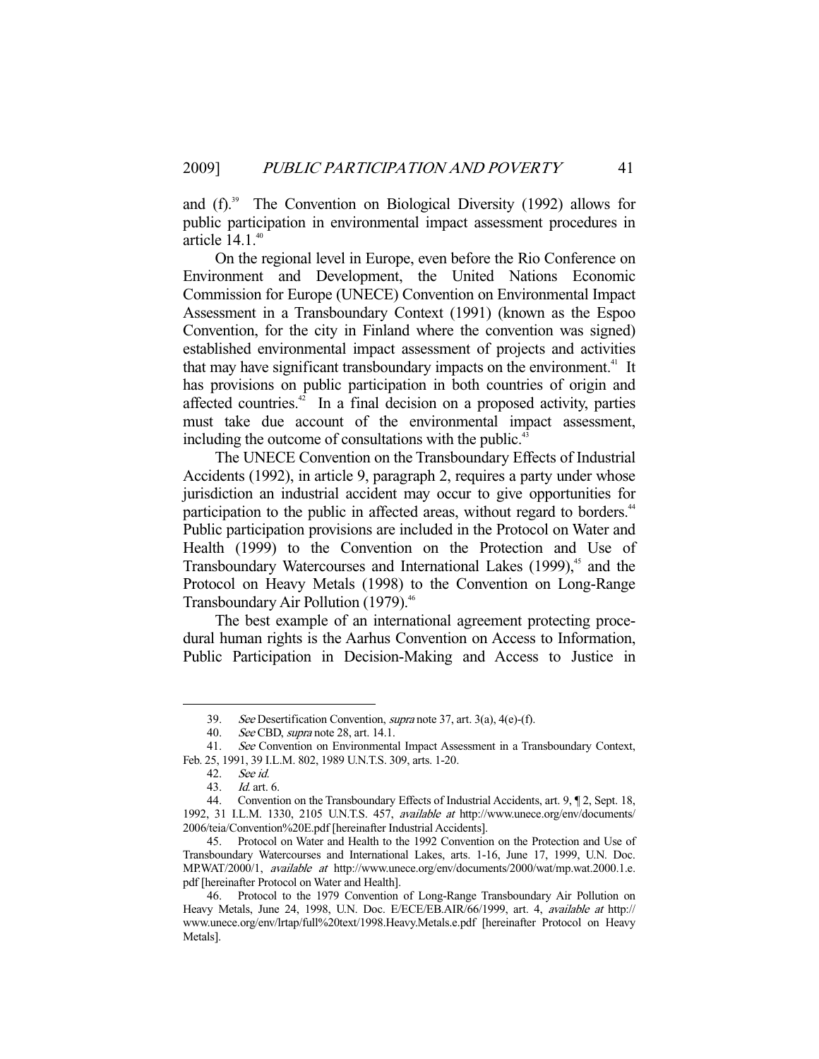and (f).[39] The Convention on Biological Diversity (1992) allows for public participation in environmental impact assessment procedures in article 14.1.[40]

On the regional level in Europe, even before the Rio Conference on Environment and Development, the United Nations Economic Commission for Europe (UNECE) Convention on Environmental Impact Assessment in a Transboundary Context (1991) (known as the Espoo Convention, for the city in Finland where the convention was signed) established environmental impact assessment of projects and activities that may have significant transboundary impacts on the environment.[41] It has provisions on public participation in both countries of origin and affected countries.[42] In a final decision on a proposed activity, parties must take due account of the environmental impact assessment, including the outcome of consultations with the public.[43]

The UNECE Convention on the Transboundary Effects of Industrial Accidents (1992), in article 9, paragraph 2, requires a party under whose jurisdiction an industrial accident may occur to give opportunities for participation to the public in affected areas, without regard to borders.[44] Public participation provisions are included in the Protocol on Water and Health (1999) to the Convention on the Protection and Use of Transboundary Watercourses and International Lakes (1999),[45] and the Protocol on Heavy Metals (1998) to the Convention on Long-Range Transboundary Air Pollution (1979).[46]

The best example of an international agreement protecting procedural human rights is the Aarhus Convention on Access to Information, Public Participation in Decision-Making and Access to Justice in

---

39. *See* Desertification Convention, *supra* note 37, art. 3(a), 4(e)-(f).

40. *See* CBD, *supra* note 28, art. 14.1.

41. *See* Convention on Environmental Impact Assessment in a Transboundary Context, Feb. 25, 1991, 39 I.L.M. 802, 1989 U.N.T.S. 309, arts. 1-20.

42. *See id.*

43. *Id.* art. 6.

44. Convention on the Transboundary Effects of Industrial Accidents, art. 9, ¶ 2, Sept. 18, 1992, 31 I.L.M. 1330, 2105 U.N.T.S. 457, *available at* http://www.unece.org/env/documents/2006/teia/Convention%20E.pdf [hereinafter Industrial Accidents].

45. Protocol on Water and Health to the 1992 Convention on the Protection and Use of Transboundary Watercourses and International Lakes, arts. 1-16, June 17, 1999, U.N. Doc. MP.WAT/2000/1, *available at* http://www.unece.org/env/documents/2000/wat/mp.wat.2000.1.e.pdf [hereinafter Protocol on Water and Health].

46. Protocol to the 1979 Convention of Long-Range Transboundary Air Pollution on Heavy Metals, June 24, 1998, U.N. Doc. E/ECE/EB.AIR/66/1999, art. 4, *available at* http://www.unece.org/env/lrtap/full%20text/1998.Heavy.Metals.e.pdf [hereinafter Protocol on Heavy Metals].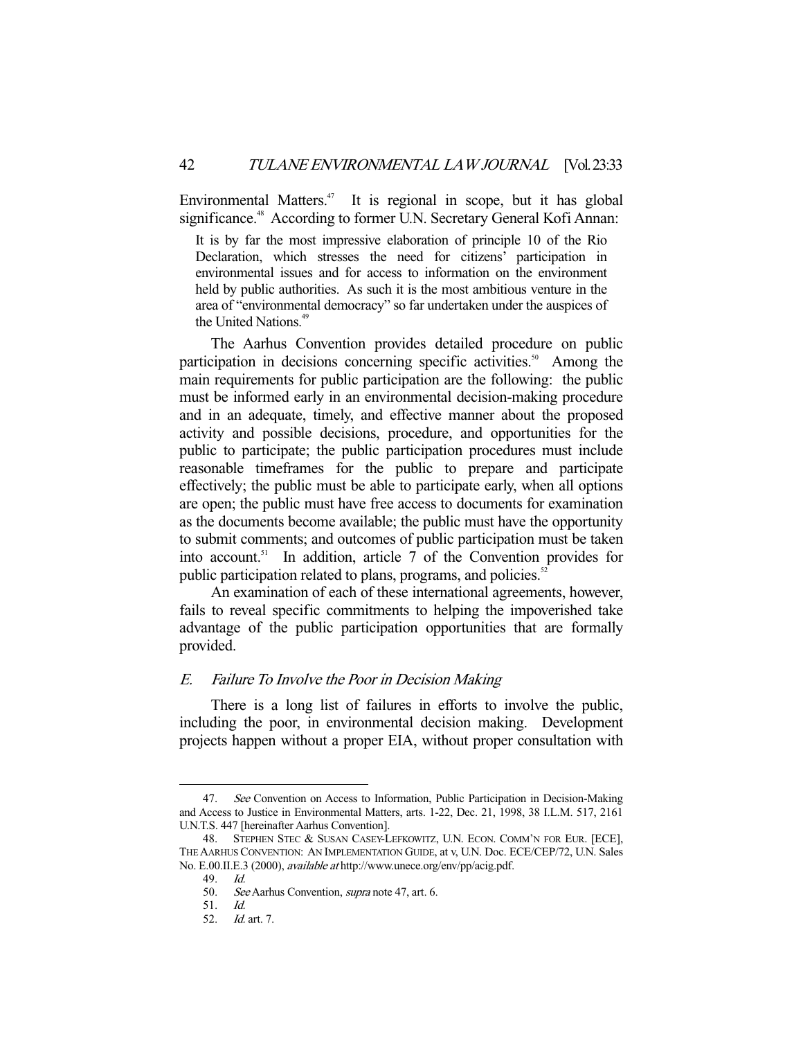Environmental Matters.[47] It is regional in scope, but it has global significance.[48] According to former U.N. Secretary General Kofi Annan:

> It is by far the most impressive elaboration of principle 10 of the Rio Declaration, which stresses the need for citizens' participation in environmental issues and for access to information on the environment held by public authorities. As such it is the most ambitious venture in the area of "environmental democracy" so far undertaken under the auspices of the United Nations.[49]

The Aarhus Convention provides detailed procedure on public participation in decisions concerning specific activities.[50] Among the main requirements for public participation are the following: the public must be informed early in an environmental decision-making procedure and in an adequate, timely, and effective manner about the proposed activity and possible decisions, procedure, and opportunities for the public to participate; the public participation procedures must include reasonable timeframes for the public to prepare and participate effectively; the public must be able to participate early, when all options are open; the public must have free access to documents for examination as the documents become available; the public must have the opportunity to submit comments; and outcomes of public participation must be taken into account.[51] In addition, article 7 of the Convention provides for public participation related to plans, programs, and policies.[52]

An examination of each of these international agreements, however, fails to reveal specific commitments to helping the impoverished take advantage of the public participation opportunities that are formally provided.

### *E. Failure To Involve the Poor in Decision Making*

There is a long list of failures in efforts to involve the public, including the poor, in environmental decision making. Development projects happen without a proper EIA, without proper consultation with

---

47. *See* Convention on Access to Information, Public Participation in Decision-Making and Access to Justice in Environmental Matters, arts. 1-22, Dec. 21, 1998, 38 I.L.M. 517, 2161 U.N.T.S. 447 [hereinafter Aarhus Convention].

48. STEPHEN STEC & SUSAN CASEY-LEFKOWITZ, U.N. ECON. COMM'N FOR EUR. [ECE], THE AARHUS CONVENTION: AN IMPLEMENTATION GUIDE, at v, U.N. Doc. ECE/CEP/72, U.N. Sales No. E.00.II.E.3 (2000), *available at* http://www.unece.org/env/pp/acig.pdf.

49. *Id.*

50. *See* Aarhus Convention, *supra* note 47, art. 6.

51. *Id.*

52. *Id.* art. 7.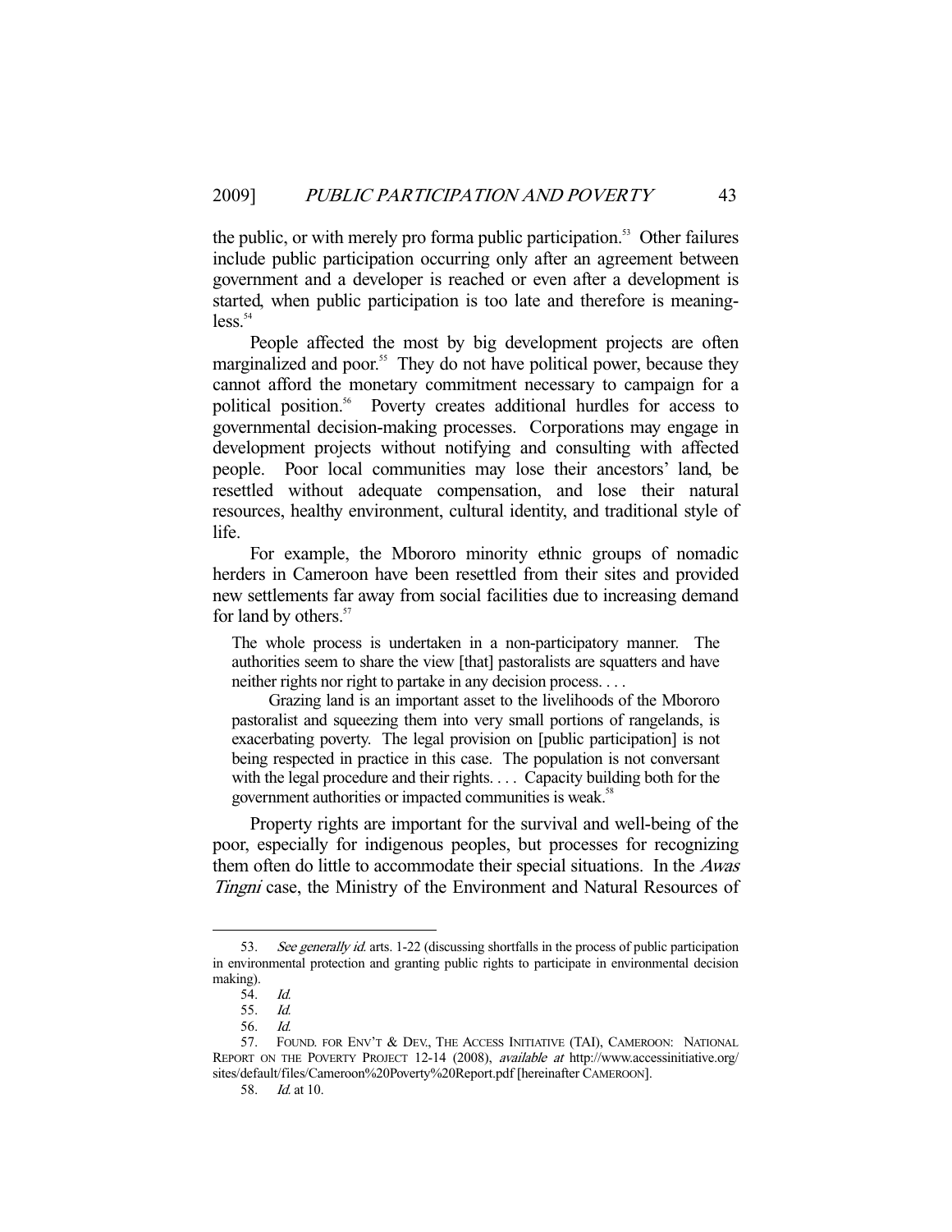the public, or with merely pro forma public participation.[53] Other failures include public participation occurring only after an agreement between government and a developer is reached or even after a development is started, when public participation is too late and therefore is meaningless.[54]

People affected the most by big development projects are often marginalized and poor.[55] They do not have political power, because they cannot afford the monetary commitment necessary to campaign for a political position.[56] Poverty creates additional hurdles for access to governmental decision-making processes. Corporations may engage in development projects without notifying and consulting with affected people. Poor local communities may lose their ancestors' land, be resettled without adequate compensation, and lose their natural resources, healthy environment, cultural identity, and traditional style of life.

For example, the Mbororo minority ethnic groups of nomadic herders in Cameroon have been resettled from their sites and provided new settlements far away from social facilities due to increasing demand for land by others.[57]

> The whole process is undertaken in a non-participatory manner. The authorities seem to share the view [that] pastoralists are squatters and have neither rights nor right to partake in any decision process. . . .
>
> Grazing land is an important asset to the livelihoods of the Mbororo pastoralist and squeezing them into very small portions of rangelands, is exacerbating poverty. The legal provision on [public participation] is not being respected in practice in this case. The population is not conversant with the legal procedure and their rights. . . . Capacity building both for the government authorities or impacted communities is weak.[58]

Property rights are important for the survival and well-being of the poor, especially for indigenous peoples, but processes for recognizing them often do little to accommodate their special situations. In the *Awas Tingni* case, the Ministry of the Environment and Natural Resources of

---

53. *See generally id.* arts. 1-22 (discussing shortfalls in the process of public participation in environmental protection and granting public rights to participate in environmental decision making).

54. *Id.*

55. *Id.*

56. *Id.*

57. FOUND. FOR ENV'T & DEV., THE ACCESS INITIATIVE (TAI), CAMEROON: NATIONAL REPORT ON THE POVERTY PROJECT 12-14 (2008), *available at* http://www.accessinitiative.org/sites/default/files/Cameroon%20Poverty%20Report.pdf [hereinafter CAMEROON].

58. *Id.* at 10.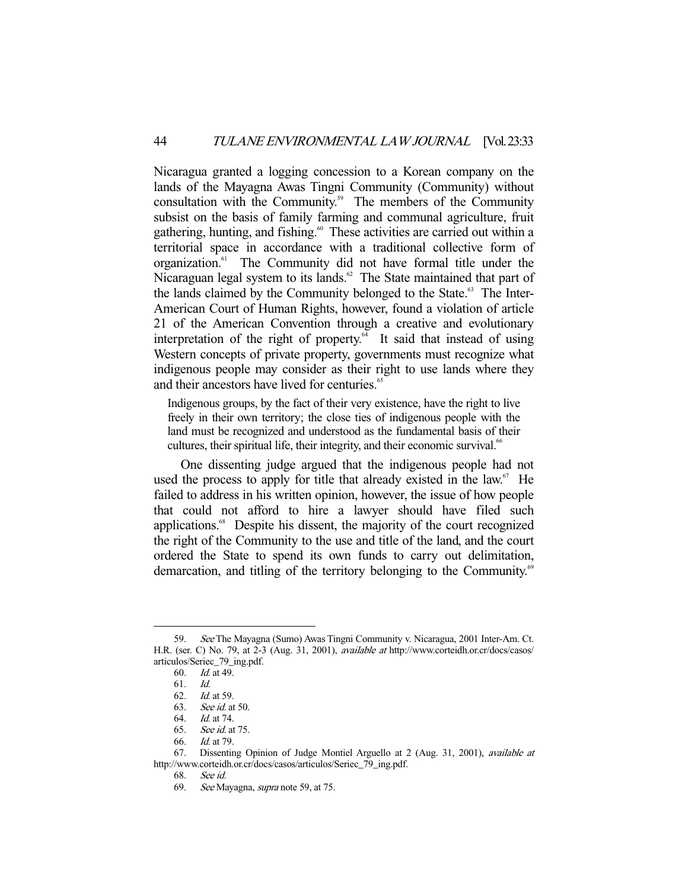Nicaragua granted a logging concession to a Korean company on the lands of the Mayagna Awas Tingni Community (Community) without consultation with the Community.[59] The members of the Community subsist on the basis of family farming and communal agriculture, fruit gathering, hunting, and fishing.[60] These activities are carried out within a territorial space in accordance with a traditional collective form of organization.[61] The Community did not have formal title under the Nicaraguan legal system to its lands.[62] The State maintained that part of the lands claimed by the Community belonged to the State.[63] The Inter-American Court of Human Rights, however, found a violation of article 21 of the American Convention through a creative and evolutionary interpretation of the right of property.[64] It said that instead of using Western concepts of private property, governments must recognize what indigenous people may consider as their right to use lands where they and their ancestors have lived for centuries.[65]

> Indigenous groups, by the fact of their very existence, have the right to live freely in their own territory; the close ties of indigenous people with the land must be recognized and understood as the fundamental basis of their cultures, their spiritual life, their integrity, and their economic survival.[66]

One dissenting judge argued that the indigenous people had not used the process to apply for title that already existed in the law.[67] He failed to address in his written opinion, however, the issue of how people that could not afford to hire a lawyer should have filed such applications.[68] Despite his dissent, the majority of the court recognized the right of the Community to the use and title of the land, and the court ordered the State to spend its own funds to carry out delimitation, demarcation, and titling of the territory belonging to the Community.[69]

---

59. *See* The Mayagna (Sumo) Awas Tingni Community v. Nicaragua, 2001 Inter-Am. Ct. H.R. (ser. C) No. 79, at 2-3 (Aug. 31, 2001), *available at* http://www.corteidh.or.cr/docs/casos/articulos/Seriec_79_ing.pdf.

60. *Id.* at 49.

61. *Id.*

62. *Id.* at 59.

63. *See id.* at 50.

64. *Id.* at 74.

65. *See id.* at 75.

66. *Id.* at 79.

67. Dissenting Opinion of Judge Montiel Arguello at 2 (Aug. 31, 2001), *available at* http://www.corteidh.or.cr/docs/casos/articulos/Seriec_79_ing.pdf.

68. *See id.*

69. *See* Mayagna, *supra* note 59, at 75.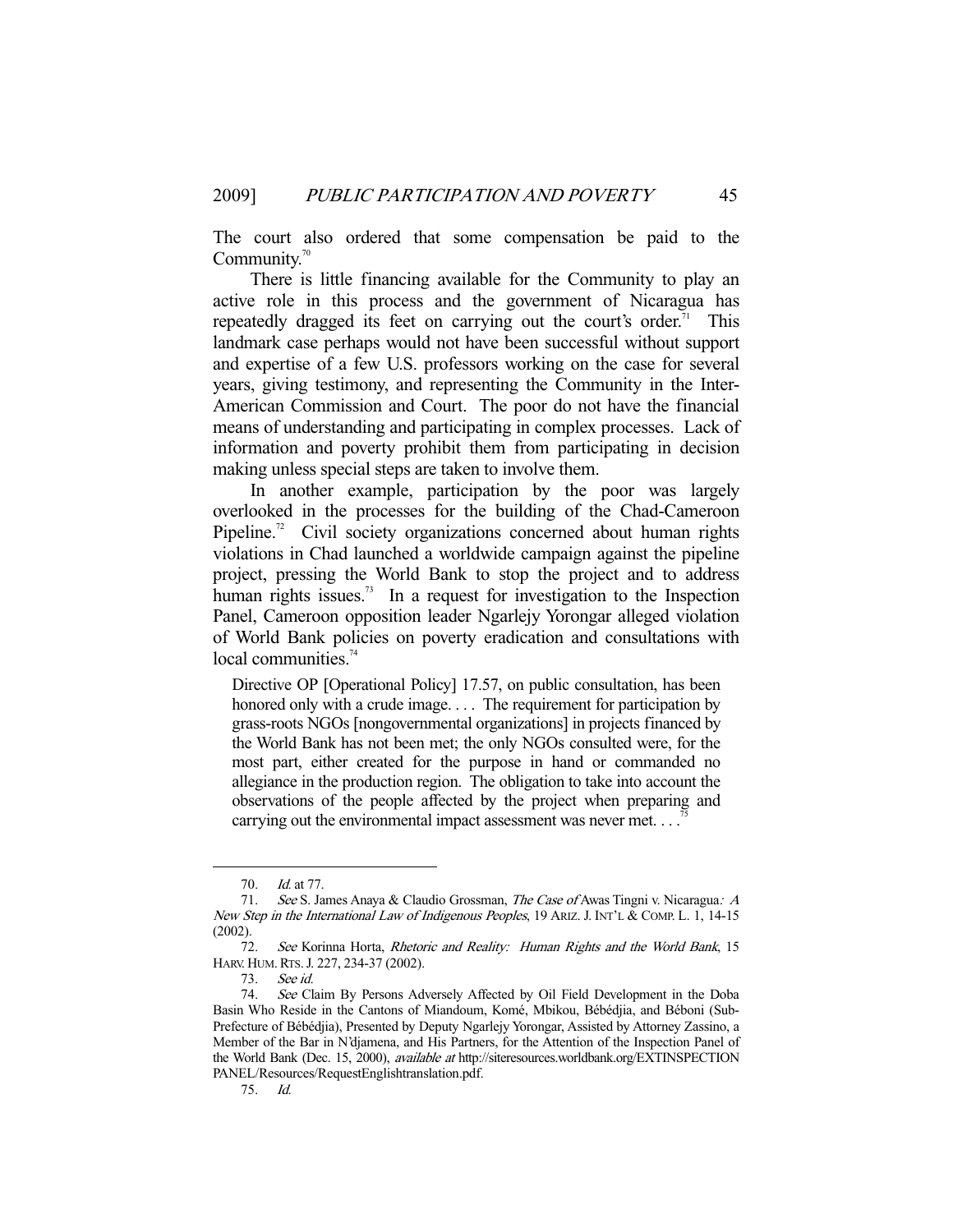The court also ordered that some compensation be paid to the Community.[70]

There is little financing available for the Community to play an active role in this process and the government of Nicaragua has repeatedly dragged its feet on carrying out the court's order.[71] This landmark case perhaps would not have been successful without support and expertise of a few U.S. professors working on the case for several years, giving testimony, and representing the Community in the Inter-American Commission and Court. The poor do not have the financial means of understanding and participating in complex processes. Lack of information and poverty prohibit them from participating in decision making unless special steps are taken to involve them.

In another example, participation by the poor was largely overlooked in the processes for the building of the Chad-Cameroon Pipeline.[72] Civil society organizations concerned about human rights violations in Chad launched a worldwide campaign against the pipeline project, pressing the World Bank to stop the project and to address human rights issues.[73] In a request for investigation to the Inspection Panel, Cameroon opposition leader Ngarlejy Yorongar alleged violation of World Bank policies on poverty eradication and consultations with local communities.[74]

> Directive OP [Operational Policy] 17.57, on public consultation, has been honored only with a crude image. . . . The requirement for participation by grass-roots NGOs [nongovernmental organizations] in projects financed by the World Bank has not been met; the only NGOs consulted were, for the most part, either created for the purpose in hand or commanded no allegiance in the production region. The obligation to take into account the observations of the people affected by the project when preparing and carrying out the environmental impact assessment was never met. . . .[75]

---

70. *Id.* at 77.

71. *See* S. James Anaya & Claudio Grossman, *The Case of* Awas Tingni v. Nicaragua*: A New Step in the International Law of Indigenous Peoples*, 19 ARIZ. J. INT'L & COMP. L. 1, 14-15 (2002).

72. *See* Korinna Horta, *Rhetoric and Reality: Human Rights and the World Bank*, 15 HARV. HUM. RTS. J. 227, 234-37 (2002).

73. *See id.*

74. *See* Claim By Persons Adversely Affected by Oil Field Development in the Doba Basin Who Reside in the Cantons of Miandoum, Komé, Mbikou, Bébédjia, and Béboni (Sub-Prefecture of Bébédjia), Presented by Deputy Ngarlejy Yorongar, Assisted by Attorney Zassino, a Member of the Bar in N'djamena, and His Partners, for the Attention of the Inspection Panel of the World Bank (Dec. 15, 2000), *available at* http://siteresources.worldbank.org/EXTINSPECTIONPANEL/Resources/RequestEnglishtranslation.pdf.

75. *Id.*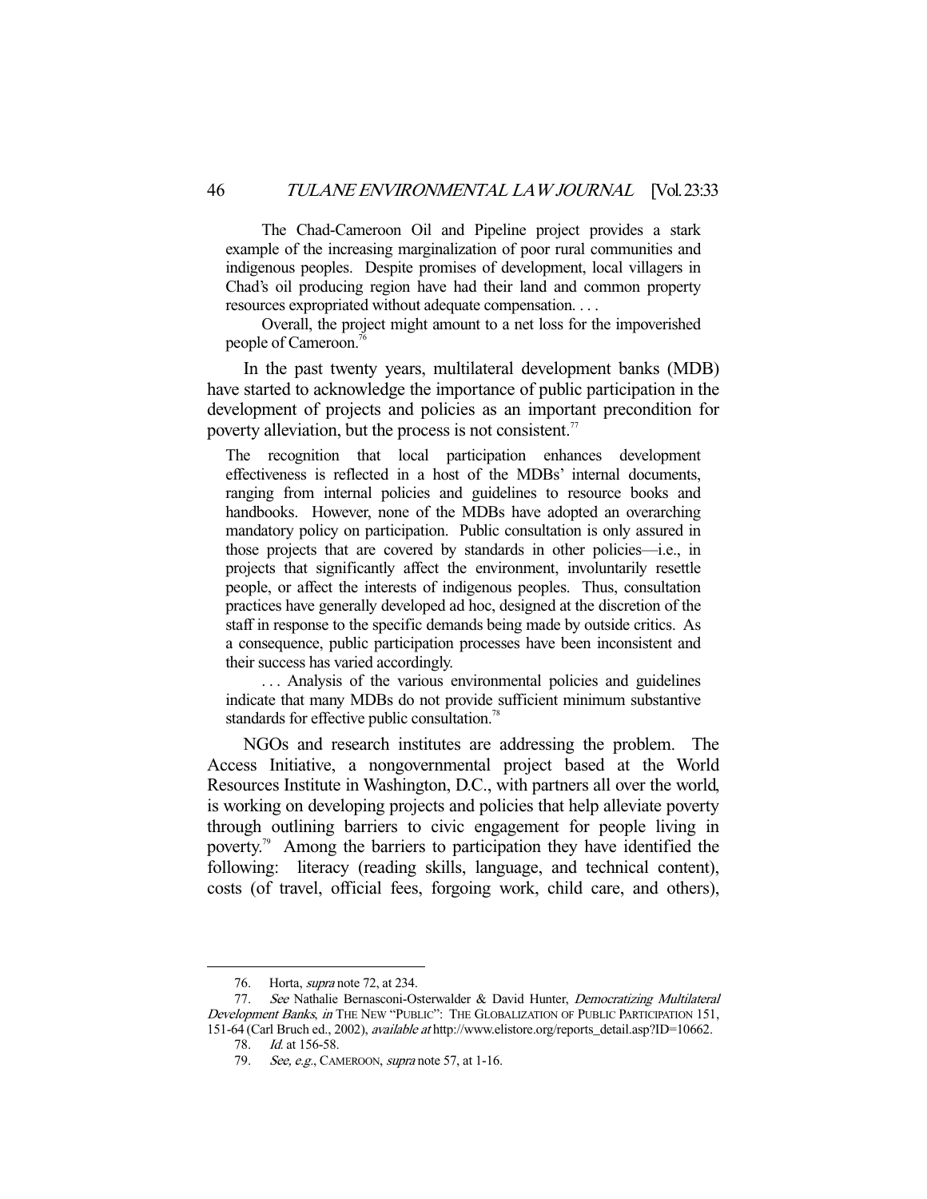> The Chad-Cameroon Oil and Pipeline project provides a stark example of the increasing marginalization of poor rural communities and indigenous peoples. Despite promises of development, local villagers in Chad's oil producing region have had their land and common property resources expropriated without adequate compensation. . . .
>
> Overall, the project might amount to a net loss for the impoverished people of Cameroon.[76]

In the past twenty years, multilateral development banks (MDB) have started to acknowledge the importance of public participation in the development of projects and policies as an important precondition for poverty alleviation, but the process is not consistent.[77]

> The recognition that local participation enhances development effectiveness is reflected in a host of the MDBs' internal documents, ranging from internal policies and guidelines to resource books and handbooks. However, none of the MDBs have adopted an overarching mandatory policy on participation. Public consultation is only assured in those projects that are covered by standards in other policies—i.e., in projects that significantly affect the environment, involuntarily resettle people, or affect the interests of indigenous peoples. Thus, consultation practices have generally developed ad hoc, designed at the discretion of the staff in response to the specific demands being made by outside critics. As a consequence, public participation processes have been inconsistent and their success has varied accordingly.
>
> . . . Analysis of the various environmental policies and guidelines indicate that many MDBs do not provide sufficient minimum substantive standards for effective public consultation.[78]

NGOs and research institutes are addressing the problem. The Access Initiative, a nongovernmental project based at the World Resources Institute in Washington, D.C., with partners all over the world, is working on developing projects and policies that help alleviate poverty through outlining barriers to civic engagement for people living in poverty.[79] Among the barriers to participation they have identified the following: literacy (reading skills, language, and technical content), costs (of travel, official fees, forgoing work, child care, and others),

---

76. Horta, *supra* note 72, at 234.

77. *See* Nathalie Bernasconi-Osterwalder & David Hunter, *Democratizing Multilateral Development Banks*, *in* THE NEW "PUBLIC": THE GLOBALIZATION OF PUBLIC PARTICIPATION 151, 151-64 (Carl Bruch ed., 2002), *available at* http://www.elistore.org/reports_detail.asp?ID=10662.

78. *Id.* at 156-58.

79. *See, e.g.*, CAMEROON, *supra* note 57, at 1-16.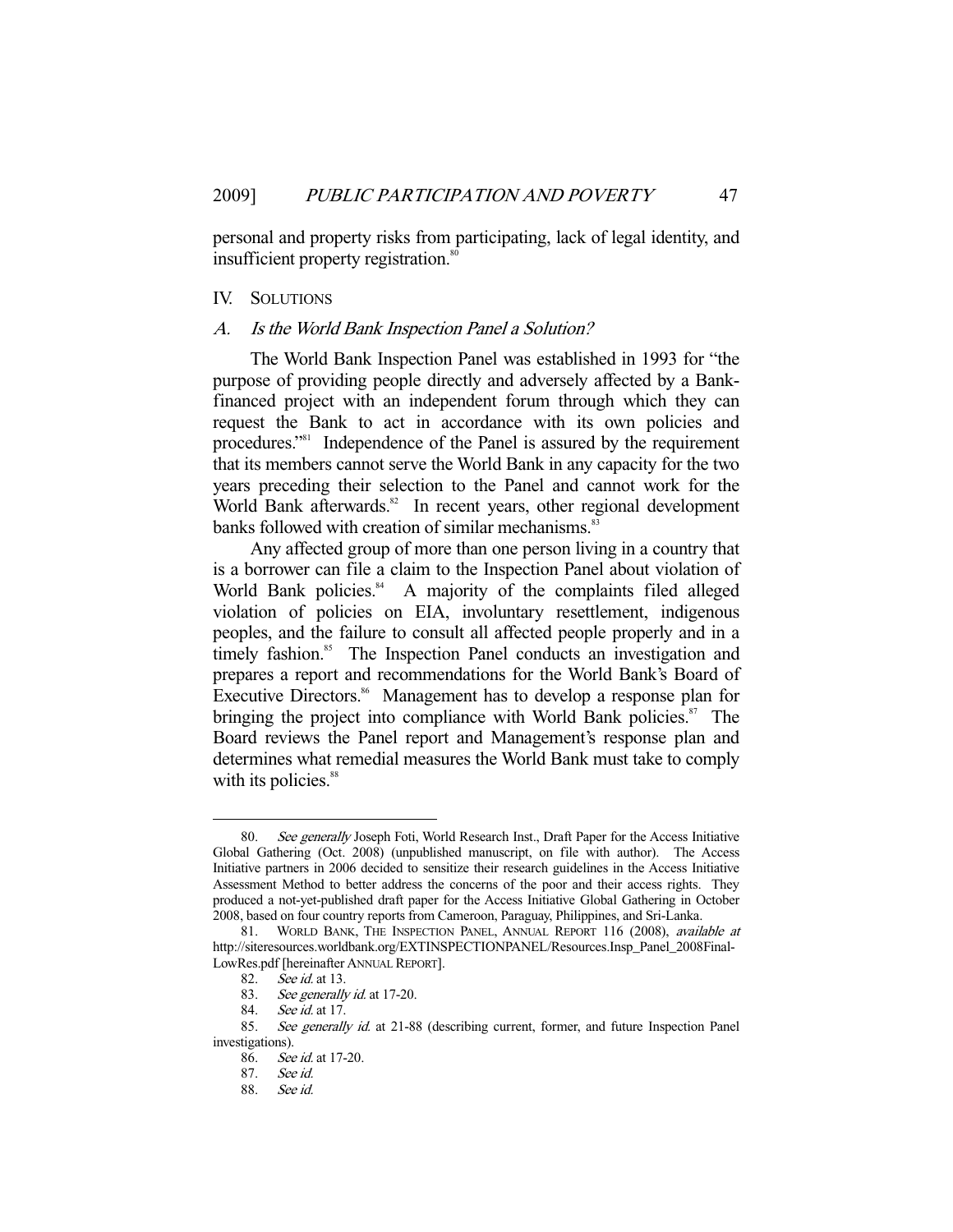personal and property risks from participating, lack of legal identity, and insufficient property registration.[80]

## IV. SOLUTIONS

### A. *Is the World Bank Inspection Panel a Solution?*

The World Bank Inspection Panel was established in 1993 for "the purpose of providing people directly and adversely affected by a Bank-financed project with an independent forum through which they can request the Bank to act in accordance with its own policies and procedures."[81] Independence of the Panel is assured by the requirement that its members cannot serve the World Bank in any capacity for the two years preceding their selection to the Panel and cannot work for the World Bank afterwards.[82] In recent years, other regional development banks followed with creation of similar mechanisms.[83]

Any affected group of more than one person living in a country that is a borrower can file a claim to the Inspection Panel about violation of World Bank policies.[84] A majority of the complaints filed alleged violation of policies on EIA, involuntary resettlement, indigenous peoples, and the failure to consult all affected people properly and in a timely fashion.[85] The Inspection Panel conducts an investigation and prepares a report and recommendations for the World Bank's Board of Executive Directors.[86] Management has to develop a response plan for bringing the project into compliance with World Bank policies.[87] The Board reviews the Panel report and Management's response plan and determines what remedial measures the World Bank must take to comply with its policies.[88]

---

80. *See generally* Joseph Foti, World Research Inst., Draft Paper for the Access Initiative Global Gathering (Oct. 2008) (unpublished manuscript, on file with author). The Access Initiative partners in 2006 decided to sensitize their research guidelines in the Access Initiative Assessment Method to better address the concerns of the poor and their access rights. They produced a not-yet-published draft paper for the Access Initiative Global Gathering in October 2008, based on four country reports from Cameroon, Paraguay, Philippines, and Sri-Lanka.

81. WORLD BANK, THE INSPECTION PANEL, ANNUAL REPORT 116 (2008), *available at* http://siteresources.worldbank.org/EXTINSPECTIONPANEL/Resources.Insp_Panel_2008Final-LowRes.pdf [hereinafter ANNUAL REPORT].

82. *See id.* at 13.

83. *See generally id.* at 17-20.

84. *See id.* at 17.

85. *See generally id.* at 21-88 (describing current, former, and future Inspection Panel investigations).

86. *See id.* at 17-20.

87. *See id.*

88. *See id.*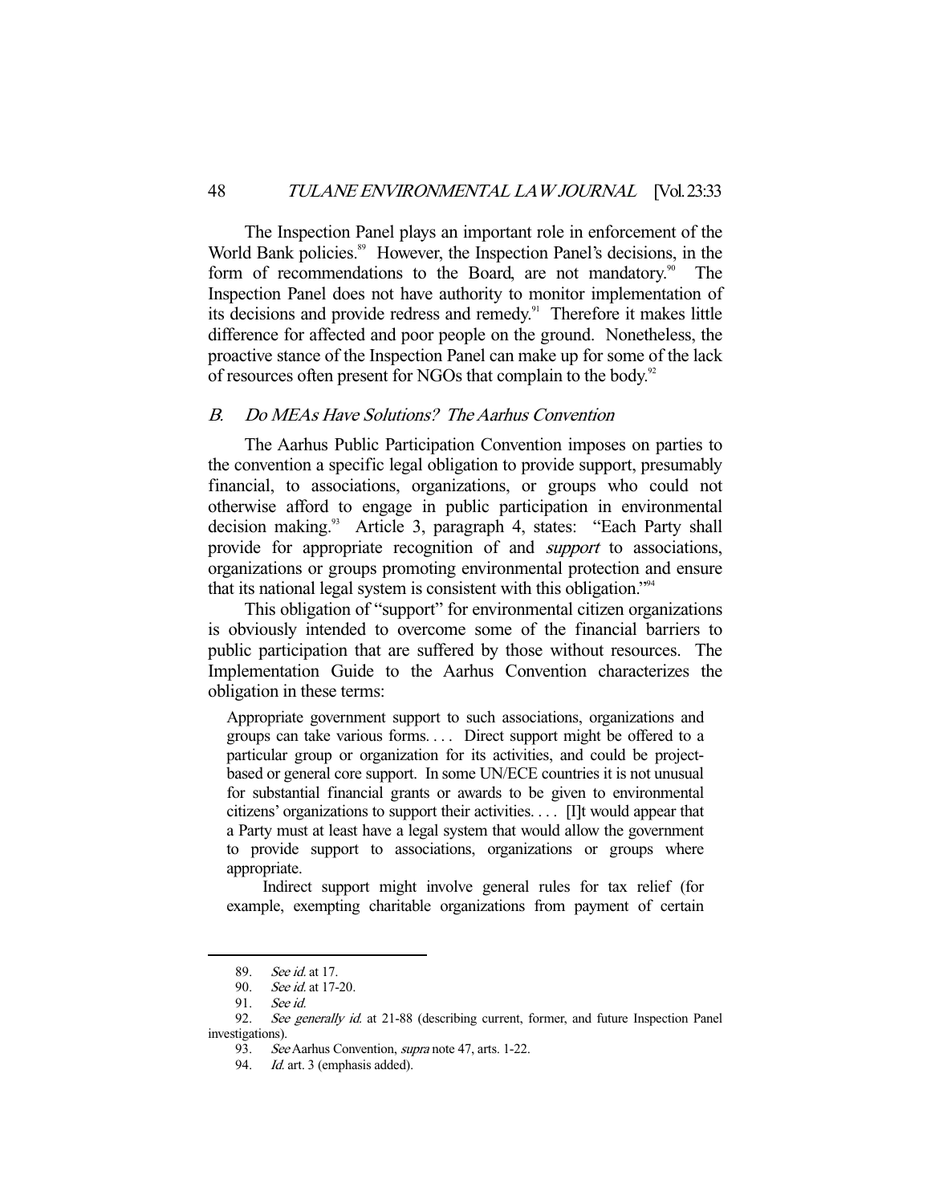The Inspection Panel plays an important role in enforcement of the World Bank policies.[89] However, the Inspection Panel's decisions, in the form of recommendations to the Board, are not mandatory.[90] The Inspection Panel does not have authority to monitor implementation of its decisions and provide redress and remedy.[91] Therefore it makes little difference for affected and poor people on the ground. Nonetheless, the proactive stance of the Inspection Panel can make up for some of the lack of resources often present for NGOs that complain to the body.[92]

### *B. Do MEAs Have Solutions? The Aarhus Convention*

The Aarhus Public Participation Convention imposes on parties to the convention a specific legal obligation to provide support, presumably financial, to associations, organizations, or groups who could not otherwise afford to engage in public participation in environmental decision making.[93] Article 3, paragraph 4, states: "Each Party shall provide for appropriate recognition of and *support* to associations, organizations or groups promoting environmental protection and ensure that its national legal system is consistent with this obligation."[94]

This obligation of "support" for environmental citizen organizations is obviously intended to overcome some of the financial barriers to public participation that are suffered by those without resources. The Implementation Guide to the Aarhus Convention characterizes the obligation in these terms:

> Appropriate government support to such associations, organizations and groups can take various forms. . . . Direct support might be offered to a particular group or organization for its activities, and could be project-based or general core support. In some UN/ECE countries it is not unusual for substantial financial grants or awards to be given to environmental citizens' organizations to support their activities. . . . [I]t would appear that a Party must at least have a legal system that would allow the government to provide support to associations, organizations or groups where appropriate.
>
> Indirect support might involve general rules for tax relief (for example, exempting charitable organizations from payment of certain

---

89. *See id.* at 17.

90. *See id.* at 17-20.

91. *See id.*

92. *See generally id.* at 21-88 (describing current, former, and future Inspection Panel investigations).

93. *See* Aarhus Convention, *supra* note 47, arts. 1-22.

94. *Id.* art. 3 (emphasis added).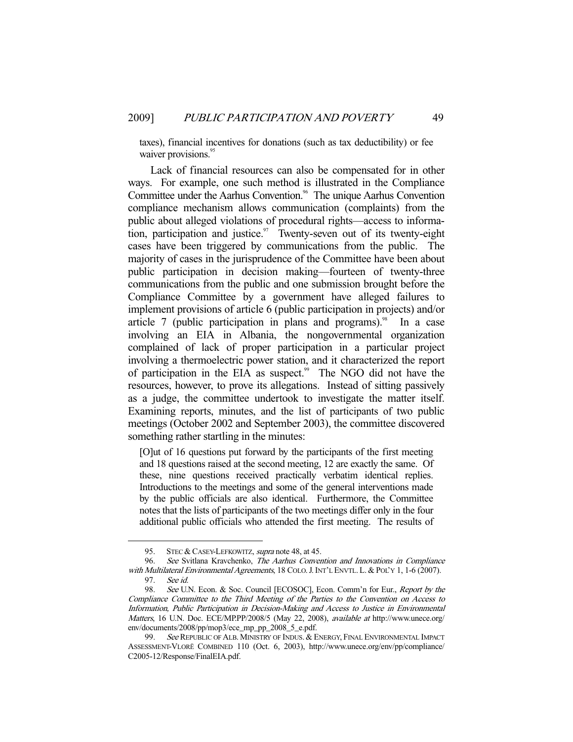taxes), financial incentives for donations (such as tax deductibility) or fee waiver provisions.[95]

Lack of financial resources can also be compensated for in other ways. For example, one such method is illustrated in the Compliance Committee under the Aarhus Convention.[96] The unique Aarhus Convention compliance mechanism allows communication (complaints) from the public about alleged violations of procedural rights—access to information, participation and justice.[97] Twenty-seven out of its twenty-eight cases have been triggered by communications from the public. The majority of cases in the jurisprudence of the Committee have been about public participation in decision making—fourteen of twenty-three communications from the public and one submission brought before the Compliance Committee by a government have alleged failures to implement provisions of article 6 (public participation in projects) and/or article 7 (public participation in plans and programs).[98] In a case involving an EIA in Albania, the nongovernmental organization complained of lack of proper participation in a particular project involving a thermoelectric power station, and it characterized the report of participation in the EIA as suspect.[99] The NGO did not have the resources, however, to prove its allegations. Instead of sitting passively as a judge, the committee undertook to investigate the matter itself. Examining reports, minutes, and the list of participants of two public meetings (October 2002 and September 2003), the committee discovered something rather startling in the minutes:

> [O]ut of 16 questions put forward by the participants of the first meeting and 18 questions raised at the second meeting, 12 are exactly the same. Of these, nine questions received practically verbatim identical replies. Introductions to the meetings and some of the general interventions made by the public officials are also identical. Furthermore, the Committee notes that the lists of participants of the two meetings differ only in the four additional public officials who attended the first meeting. The results of

---

95. STEC & CASEY-LEFKOWITZ, *supra* note 48, at 45.

96. *See* Svitlana Kravchenko, *The Aarhus Convention and Innovations in Compliance with Multilateral Environmental Agreements*, 18 COLO. J. INT'L ENVTL. L. & POL'Y 1, 1-6 (2007).

97. *See id.*

98. *See* U.N. Econ. & Soc. Council [ECOSOC], Econ. Comm'n for Eur., *Report by the Compliance Committee to the Third Meeting of the Parties to the Convention on Access to Information, Public Participation in Decision-Making and Access to Justice in Environmental Matters*, 16 U.N. Doc. ECE/MP.PP/2008/5 (May 22, 2008), *available at* http://www.unece.org/env/documents/2008/pp/mop3/ece_mp_pp_2008_5_e.pdf.

99. *See* REPUBLIC OF ALB. MINISTRY OF INDUS. & ENERGY, FINAL ENVIRONMENTAL IMPACT ASSESSMENT-VLORË COMBINED 110 (Oct. 6, 2003), http://www.unece.org/env/pp/compliance/C2005-12/Response/FinalEIA.pdf.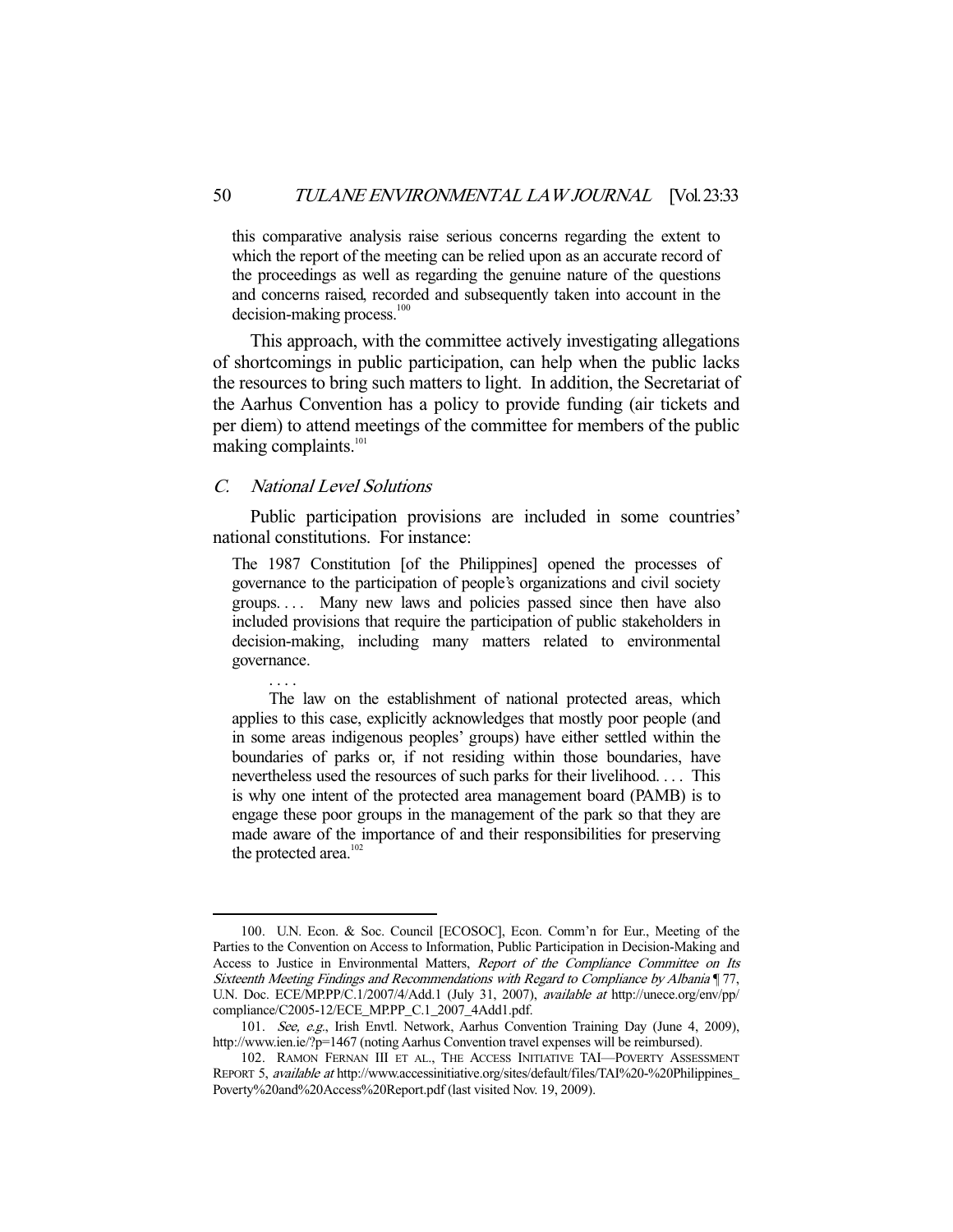this comparative analysis raise serious concerns regarding the extent to which the report of the meeting can be relied upon as an accurate record of the proceedings as well as regarding the genuine nature of the questions and concerns raised, recorded and subsequently taken into account in the decision-making process.[100]

This approach, with the committee actively investigating allegations of shortcomings in public participation, can help when the public lacks the resources to bring such matters to light. In addition, the Secretariat of the Aarhus Convention has a policy to provide funding (air tickets and per diem) to attend meetings of the committee for members of the public making complaints.[101]

### *C. National Level Solutions*

Public participation provisions are included in some countries' national constitutions. For instance:

> The 1987 Constitution [of the Philippines] opened the processes of governance to the participation of people's organizations and civil society groups. . . . Many new laws and policies passed since then have also included provisions that require the participation of public stakeholders in decision-making, including many matters related to environmental governance.
>
> . . . .
>
> The law on the establishment of national protected areas, which applies to this case, explicitly acknowledges that mostly poor people (and in some areas indigenous peoples' groups) have either settled within the boundaries of parks or, if not residing within those boundaries, have nevertheless used the resources of such parks for their livelihood. . . . This is why one intent of the protected area management board (PAMB) is to engage these poor groups in the management of the park so that they are made aware of the importance of and their responsibilities for preserving the protected area.[102]

---

100. U.N. Econ. & Soc. Council [ECOSOC], Econ. Comm'n for Eur., Meeting of the Parties to the Convention on Access to Information, Public Participation in Decision-Making and Access to Justice in Environmental Matters, *Report of the Compliance Committee on Its Sixteenth Meeting Findings and Recommendations with Regard to Compliance by Albania* ¶ 77, U.N. Doc. ECE/MP.PP/C.1/2007/4/Add.1 (July 31, 2007), *available at* http://unece.org/env/pp/compliance/C2005-12/ECE_MP.PP_C.1_2007_4Add1.pdf.

101. *See, e.g.*, Irish Envtl. Network, Aarhus Convention Training Day (June 4, 2009), http://www.ien.ie/?p=1467 (noting Aarhus Convention travel expenses will be reimbursed).

102. RAMON FERNAN III ET AL., THE ACCESS INITIATIVE TAI—POVERTY ASSESSMENT REPORT 5, *available at* http://www.accessinitiative.org/sites/default/files/TAI%20-%20Philippines_Poverty%20and%20Access%20Report.pdf (last visited Nov. 19, 2009).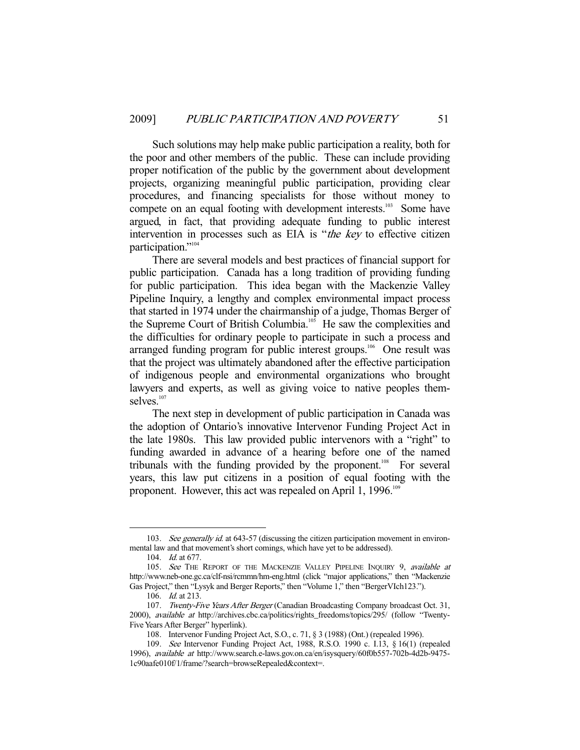Such solutions may help make public participation a reality, both for the poor and other members of the public. These can include providing proper notification of the public by the government about development projects, organizing meaningful public participation, providing clear procedures, and financing specialists for those without money to compete on an equal footing with development interests.[103] Some have argued, in fact, that providing adequate funding to public interest intervention in processes such as EIA is "*the key* to effective citizen participation."[104]

There are several models and best practices of financial support for public participation. Canada has a long tradition of providing funding for public participation. This idea began with the Mackenzie Valley Pipeline Inquiry, a lengthy and complex environmental impact process that started in 1974 under the chairmanship of a judge, Thomas Berger of the Supreme Court of British Columbia.[105] He saw the complexities and the difficulties for ordinary people to participate in such a process and arranged funding program for public interest groups.[106] One result was that the project was ultimately abandoned after the effective participation of indigenous people and environmental organizations who brought lawyers and experts, as well as giving voice to native peoples themselves.[107]

The next step in development of public participation in Canada was the adoption of Ontario's innovative Intervenor Funding Project Act in the late 1980s. This law provided public intervenors with a "right" to funding awarded in advance of a hearing before one of the named tribunals with the funding provided by the proponent.[108] For several years, this law put citizens in a position of equal footing with the proponent. However, this act was repealed on April 1, 1996.[109]

---

103. *See generally id.* at 643-57 (discussing the citizen participation movement in environmental law and that movement's short comings, which have yet to be addressed).

104. *Id.* at 677.

105. *See* THE REPORT OF THE MACKENZIE VALLEY PIPELINE INQUIRY 9, *available at* http://www.neb-one.gc.ca/clf-nsi/rcmmn/hm-eng.html (click "major applications," then "Mackenzie Gas Project," then "Lysyk and Berger Reports," then "Volume 1," then "BergerVIch123.").

106. *Id.* at 213.

107. *Twenty-Five Years After Berger* (Canadian Broadcasting Company broadcast Oct. 31, 2000), *available at* http://archives.cbc.ca/politics/rights_freedoms/topics/295/ (follow "Twenty-Five Years After Berger" hyperlink).

108. Intervenor Funding Project Act, S.O., c. 71, § 3 (1988) (Ont.) (repealed 1996).

109. *See* Intervenor Funding Project Act, 1988, R.S.O. 1990 c. I.13, § 16(1) (repealed 1996), *available at* http://www.search.e-laws.gov.on.ca/en/isysquery/60f0b557-702b-4d2b-9475-1c90aafe010f/1/frame/?search=browseRepealed&context=.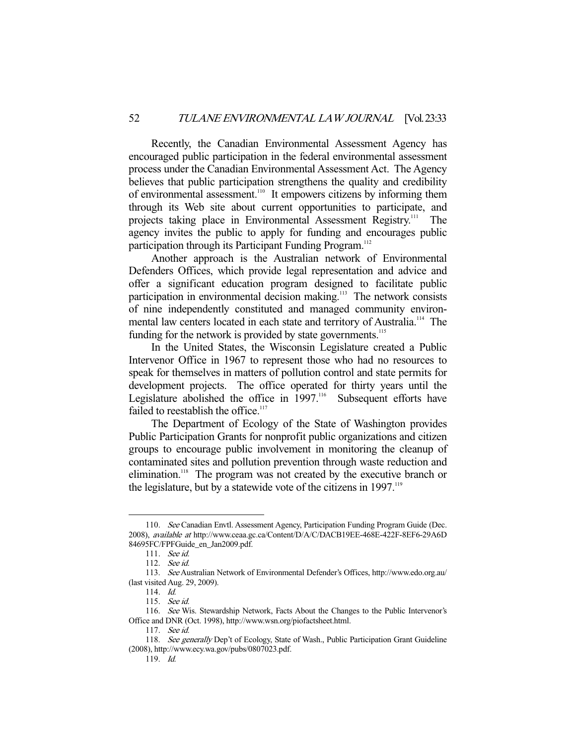Recently, the Canadian Environmental Assessment Agency has encouraged public participation in the federal environmental assessment process under the Canadian Environmental Assessment Act. The Agency believes that public participation strengthens the quality and credibility of environmental assessment.[110] It empowers citizens by informing them through its Web site about current opportunities to participate, and projects taking place in Environmental Assessment Registry.[111] The agency invites the public to apply for funding and encourages public participation through its Participant Funding Program.[112]

Another approach is the Australian network of Environmental Defenders Offices, which provide legal representation and advice and offer a significant education program designed to facilitate public participation in environmental decision making.[113] The network consists of nine independently constituted and managed community environmental law centers located in each state and territory of Australia.[114] The funding for the network is provided by state governments.[115]

In the United States, the Wisconsin Legislature created a Public Intervenor Office in 1967 to represent those who had no resources to speak for themselves in matters of pollution control and state permits for development projects. The office operated for thirty years until the Legislature abolished the office in 1997.[116] Subsequent efforts have failed to reestablish the office.[117]

The Department of Ecology of the State of Washington provides Public Participation Grants for nonprofit public organizations and citizen groups to encourage public involvement in monitoring the cleanup of contaminated sites and pollution prevention through waste reduction and elimination.[118] The program was not created by the executive branch or the legislature, but by a statewide vote of the citizens in 1997.[119]

---

110. *See* Canadian Envtl. Assessment Agency, Participation Funding Program Guide (Dec. 2008), *available at* http://www.ceaa.gc.ca/Content/D/A/C/DACB19EE-468E-422F-8EF6-29A6D84695FC/FPFGuide_en_Jan2009.pdf.

111. *See id.*

112. *See id.*

113. *See* Australian Network of Environmental Defender's Offices, http://www.edo.org.au/ (last visited Aug. 29, 2009).

114. *Id.*

115. *See id.*

116. *See* Wis. Stewardship Network, Facts About the Changes to the Public Intervenor's Office and DNR (Oct. 1998), http://www.wsn.org/piofactsheet.html.

117. *See id.*

118. *See generally* Dep't of Ecology, State of Wash., Public Participation Grant Guideline (2008), http://www.ecy.wa.gov/pubs/0807023.pdf.

119. *Id.*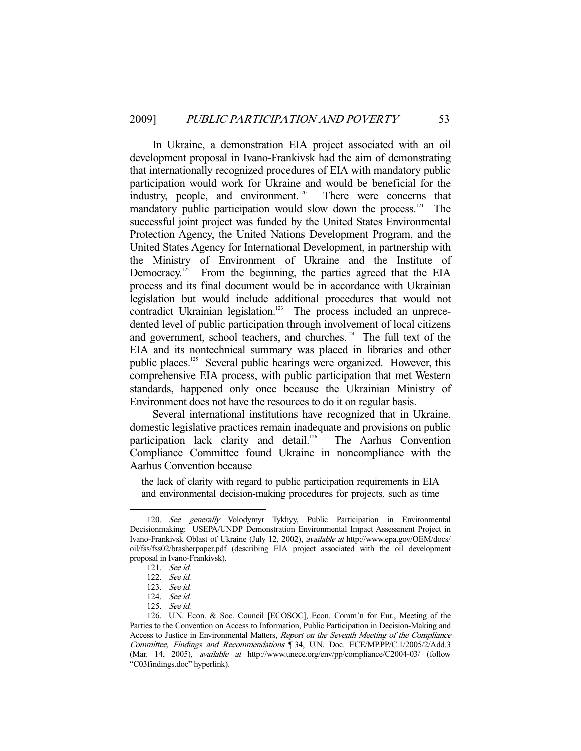In Ukraine, a demonstration EIA project associated with an oil development proposal in Ivano-Frankivsk had the aim of demonstrating that internationally recognized procedures of EIA with mandatory public participation would work for Ukraine and would be beneficial for the industry, people, and environment.[120] There were concerns that mandatory public participation would slow down the process.[121] The successful joint project was funded by the United States Environmental Protection Agency, the United Nations Development Program, and the United States Agency for International Development, in partnership with the Ministry of Environment of Ukraine and the Institute of Democracy.[122] From the beginning, the parties agreed that the EIA process and its final document would be in accordance with Ukrainian legislation but would include additional procedures that would not contradict Ukrainian legislation.[123] The process included an unprecedented level of public participation through involvement of local citizens and government, school teachers, and churches.[124] The full text of the EIA and its nontechnical summary was placed in libraries and other public places.[125] Several public hearings were organized. However, this comprehensive EIA process, with public participation that met Western standards, happened only once because the Ukrainian Ministry of Environment does not have the resources to do it on regular basis.

Several international institutions have recognized that in Ukraine, domestic legislative practices remain inadequate and provisions on public participation lack clarity and detail.[126] The Aarhus Convention Compliance Committee found Ukraine in noncompliance with the Aarhus Convention because

> the lack of clarity with regard to public participation requirements in EIA and environmental decision-making procedures for projects, such as time

---

120. *See generally* Volodymyr Tykhyy, Public Participation in Environmental Decisionmaking: USEPA/UNDP Demonstration Environmental Impact Assessment Project in Ivano-Frankivsk Oblast of Ukraine (July 12, 2002), *available at* http://www.epa.gov/OEM/docs/oil/fss/fss02/brasherpaper.pdf (describing EIA project associated with the oil development proposal in Ivano-Frankivsk).

121. *See id.*

122. *See id.*

123. *See id.*

124. *See id.*

125. *See id.*

126. U.N. Econ. & Soc. Council [ECOSOC], Econ. Comm'n for Eur., Meeting of the Parties to the Convention on Access to Information, Public Participation in Decision-Making and Access to Justice in Environmental Matters, *Report on the Seventh Meeting of the Compliance Committee, Findings and Recommendations* ¶ 34, U.N. Doc. ECE/MP.PP/C.1/2005/2/Add.3 (Mar. 14, 2005), *available at* http://www.unece.org/env/pp/compliance/C2004-03/ (follow "C03findings.doc" hyperlink).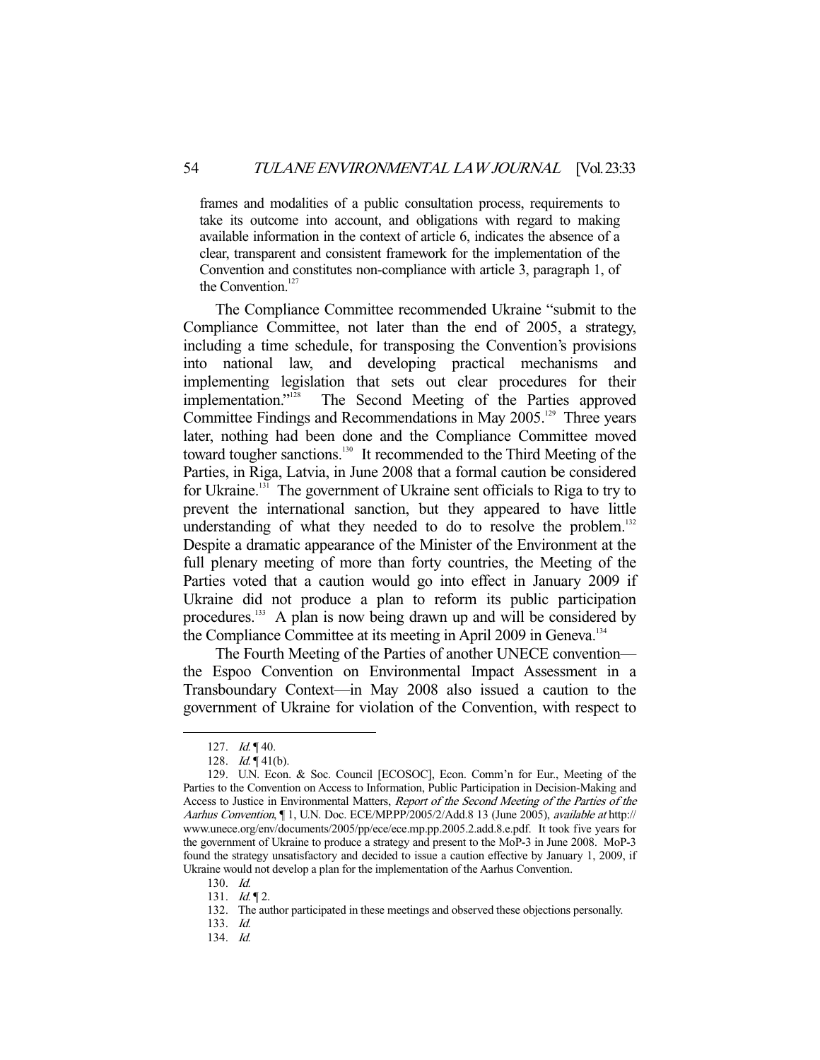frames and modalities of a public consultation process, requirements to take its outcome into account, and obligations with regard to making available information in the context of article 6, indicates the absence of a clear, transparent and consistent framework for the implementation of the Convention and constitutes non-compliance with article 3, paragraph 1, of the Convention.[127]

The Compliance Committee recommended Ukraine "submit to the Compliance Committee, not later than the end of 2005, a strategy, including a time schedule, for transposing the Convention's provisions into national law, and developing practical mechanisms and implementing legislation that sets out clear procedures for their implementation."[128] The Second Meeting of the Parties approved Committee Findings and Recommendations in May 2005.[129] Three years later, nothing had been done and the Compliance Committee moved toward tougher sanctions.[130] It recommended to the Third Meeting of the Parties, in Riga, Latvia, in June 2008 that a formal caution be considered for Ukraine.[131] The government of Ukraine sent officials to Riga to try to prevent the international sanction, but they appeared to have little understanding of what they needed to do to resolve the problem.[132] Despite a dramatic appearance of the Minister of the Environment at the full plenary meeting of more than forty countries, the Meeting of the Parties voted that a caution would go into effect in January 2009 if Ukraine did not produce a plan to reform its public participation procedures.[133] A plan is now being drawn up and will be considered by the Compliance Committee at its meeting in April 2009 in Geneva.[134]

The Fourth Meeting of the Parties of another UNECE convention—the Espoo Convention on Environmental Impact Assessment in a Transboundary Context—in May 2008 also issued a caution to the government of Ukraine for violation of the Convention, with respect to

---

127. *Id.* ¶ 40.

128. *Id.* ¶ 41(b).

129. U.N. Econ. & Soc. Council [ECOSOC], Econ. Comm'n for Eur., Meeting of the Parties to the Convention on Access to Information, Public Participation in Decision-Making and Access to Justice in Environmental Matters, *Report of the Second Meeting of the Parties of the Aarhus Convention*, ¶ 1, U.N. Doc. ECE/MP.PP/2005/2/Add.8 13 (June 2005), *available at* http://www.unece.org/env/documents/2005/pp/ece/ece.mp.pp.2005.2.add.8.e.pdf. It took five years for the government of Ukraine to produce a strategy and present to the MoP-3 in June 2008. MoP-3 found the strategy unsatisfactory and decided to issue a caution effective by January 1, 2009, if Ukraine would not develop a plan for the implementation of the Aarhus Convention.

130. *Id.*

131. *Id.* ¶ 2.

132. The author participated in these meetings and observed these objections personally.

133. *Id.*

134. *Id.*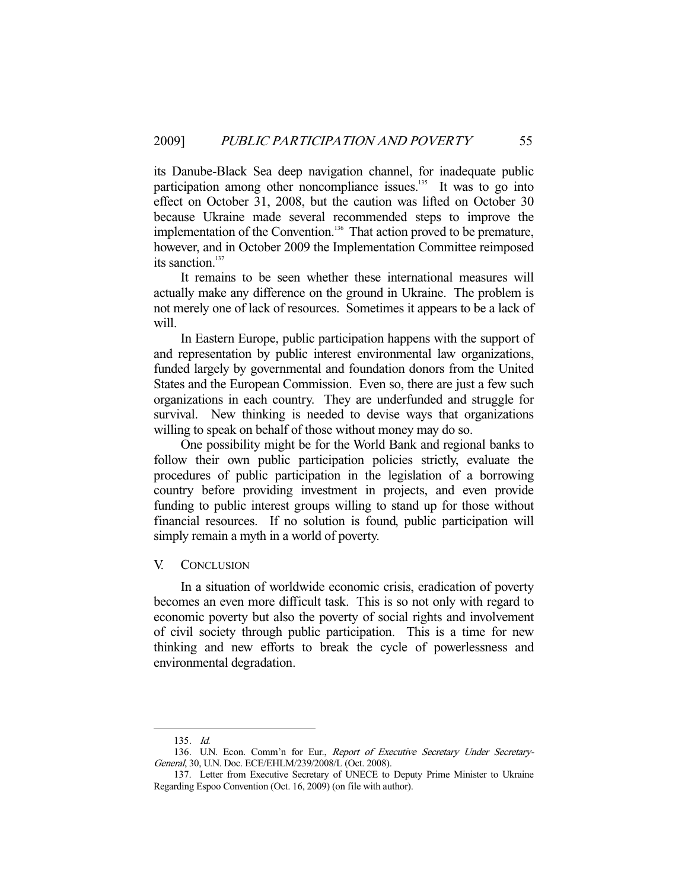its Danube-Black Sea deep navigation channel, for inadequate public participation among other noncompliance issues.[135] It was to go into effect on October 31, 2008, but the caution was lifted on October 30 because Ukraine made several recommended steps to improve the implementation of the Convention.[136] That action proved to be premature, however, and in October 2009 the Implementation Committee reimposed its sanction.[137]

It remains to be seen whether these international measures will actually make any difference on the ground in Ukraine. The problem is not merely one of lack of resources. Sometimes it appears to be a lack of will.

In Eastern Europe, public participation happens with the support of and representation by public interest environmental law organizations, funded largely by governmental and foundation donors from the United States and the European Commission. Even so, there are just a few such organizations in each country. They are underfunded and struggle for survival. New thinking is needed to devise ways that organizations willing to speak on behalf of those without money may do so.

One possibility might be for the World Bank and regional banks to follow their own public participation policies strictly, evaluate the procedures of public participation in the legislation of a borrowing country before providing investment in projects, and even provide funding to public interest groups willing to stand up for those without financial resources. If no solution is found, public participation will simply remain a myth in a world of poverty.

## V. Conclusion

In a situation of worldwide economic crisis, eradication of poverty becomes an even more difficult task. This is so not only with regard to economic poverty but also the poverty of social rights and involvement of civil society through public participation. This is a time for new thinking and new efforts to break the cycle of powerlessness and environmental degradation.

---

135. *Id.*

136. U.N. Econ. Comm'n for Eur., *Report of Executive Secretary Under Secretary-General*, 30, U.N. Doc. ECE/EHLM/239/2008/L (Oct. 2008).

137. Letter from Executive Secretary of UNECE to Deputy Prime Minister to Ukraine Regarding Espoo Convention (Oct. 16, 2009) (on file with author).